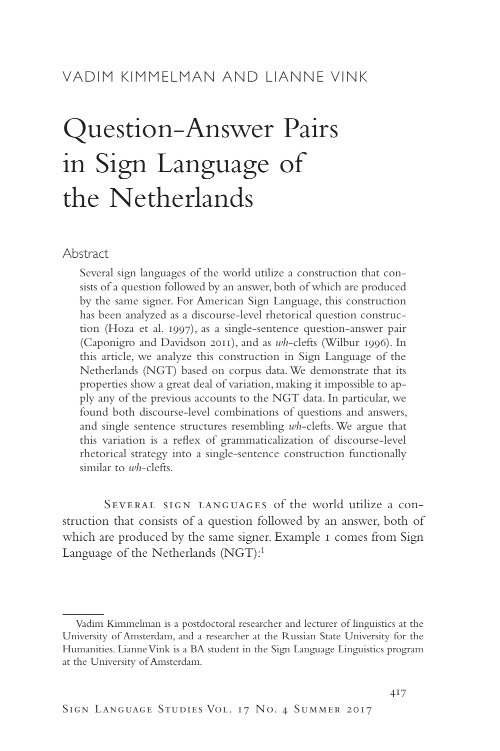VADIM KIMMELMAN AND LIANNE VINK

# Question-Answer Pairs in Sign Language of the Netherlands

## Abstract

Several sign languages of the world utilize a construction that consists of a question followed by an answer, both of which are produced by the same signer. For American Sign Language, this construction has been analyzed as a discourse-level rhetorical question construction (Hoza et al. 1997), as a single-sentence question-answer pair (Caponigro and Davidson 2011), and as *wh*-clefts (Wilbur 1996). In this article, we analyze this construction in Sign Language of the Netherlands (NGT) based on corpus data. We demonstrate that its properties show a great deal of variation, making it impossible to apply any of the previous accounts to the NGT data. In particular, we found both discourse-level combinations of questions and answers, and single sentence structures resembling *wh*-clefts. We argue that this variation is a reflex of grammaticalization of discourse-level rhetorical strategy into a single-sentence construction functionally similar to *wh*-clefts.

Several sign languages of the world utilize a construction that consists of a question followed by an answer, both of which are produced by the same signer. Example 1 comes from Sign Language of the Netherlands (NGT):[1]

---

Vadim Kimmelman is a postdoctoral researcher and lecturer of linguistics at the University of Amsterdam, and a researcher at the Russian State University for the Humanities. Lianne Vink is a BA student in the Sign Language Linguistics program at the University of Amsterdam.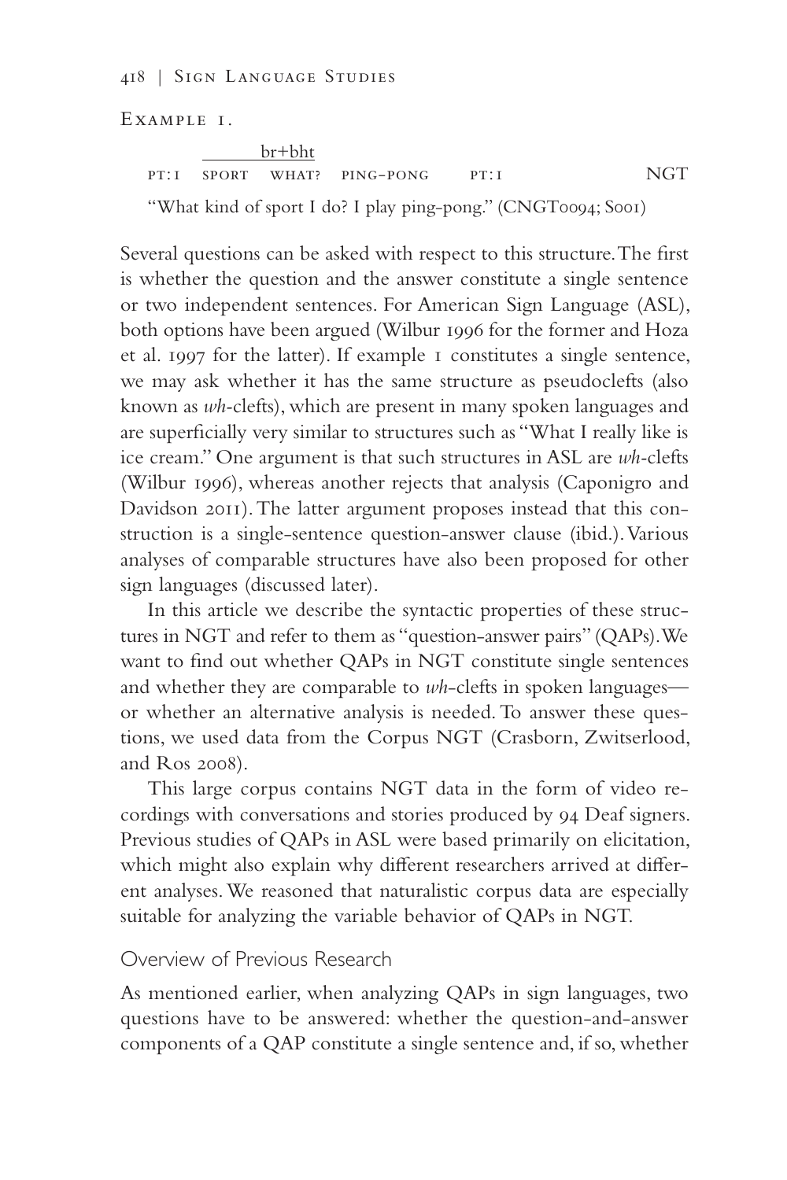Example 1.

```
        ______br+bht
PT:1  SPORT  WHAT?  PING-PONG    PT:1                NGT
```

"What kind of sport I do? I play ping-pong." (CNGT0094; S001)

Several questions can be asked with respect to this structure. The first is whether the question and the answer constitute a single sentence or two independent sentences. For American Sign Language (ASL), both options have been argued (Wilbur 1996 for the former and Hoza et al. 1997 for the latter). If example 1 constitutes a single sentence, we may ask whether it has the same structure as pseudoclefts (also known as *wh*-clefts), which are present in many spoken languages and are superficially very similar to structures such as "What I really like is ice cream." One argument is that such structures in ASL are *wh*-clefts (Wilbur 1996), whereas another rejects that analysis (Caponigro and Davidson 2011). The latter argument proposes instead that this construction is a single-sentence question-answer clause (ibid.). Various analyses of comparable structures have also been proposed for other sign languages (discussed later).

In this article we describe the syntactic properties of these structures in NGT and refer to them as "question-answer pairs" (QAPs). We want to find out whether QAPs in NGT constitute single sentences and whether they are comparable to *wh*-clefts in spoken languages—or whether an alternative analysis is needed. To answer these questions, we used data from the Corpus NGT (Crasborn, Zwitserlood, and Ros 2008).

This large corpus contains NGT data in the form of video recordings with conversations and stories produced by 94 Deaf signers. Previous studies of QAPs in ASL were based primarily on elicitation, which might also explain why different researchers arrived at different analyses. We reasoned that naturalistic corpus data are especially suitable for analyzing the variable behavior of QAPs in NGT.

## Overview of Previous Research

As mentioned earlier, when analyzing QAPs in sign languages, two questions have to be answered: whether the question-and-answer components of a QAP constitute a single sentence and, if so, whether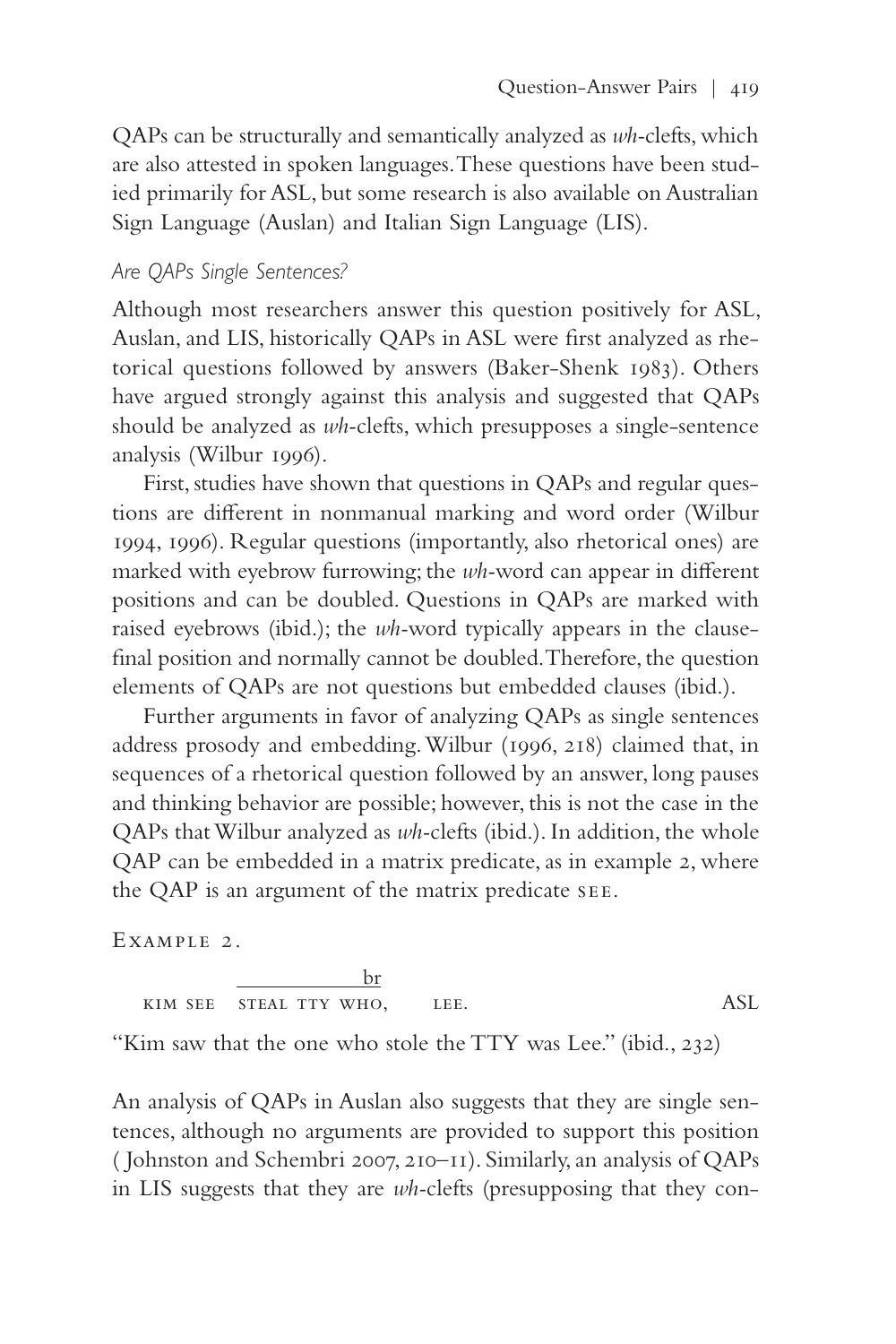QAPs can be structurally and semantically analyzed as *wh*-clefts, which are also attested in spoken languages. These questions have been studied primarily for ASL, but some research is also available on Australian Sign Language (Auslan) and Italian Sign Language (LIS).

### *Are QAPs Single Sentences?*

Although most researchers answer this question positively for ASL, Auslan, and LIS, historically QAPs in ASL were first analyzed as rhetorical questions followed by answers (Baker-Shenk 1983). Others have argued strongly against this analysis and suggested that QAPs should be analyzed as *wh*-clefts, which presupposes a single-sentence analysis (Wilbur 1996).

First, studies have shown that questions in QAPs and regular questions are different in nonmanual marking and word order (Wilbur 1994, 1996). Regular questions (importantly, also rhetorical ones) are marked with eyebrow furrowing; the *wh*-word can appear in different positions and can be doubled. Questions in QAPs are marked with raised eyebrows (ibid.); the *wh*-word typically appears in the clause-final position and normally cannot be doubled. Therefore, the question elements of QAPs are not questions but embedded clauses (ibid.).

Further arguments in favor of analyzing QAPs as single sentences address prosody and embedding. Wilbur (1996, 218) claimed that, in sequences of a rhetorical question followed by an answer, long pauses and thinking behavior are possible; however, this is not the case in the QAPs that Wilbur analyzed as *wh*-clefts (ibid.). In addition, the whole QAP can be embedded in a matrix predicate, as in example 2, where the QAP is an argument of the matrix predicate SEE.

EXAMPLE 2.

```
             ____________br
KIM SEE   STEAL TTY WHO,     LEE.                    ASL
```

"Kim saw that the one who stole the TTY was Lee." (ibid., 232)

An analysis of QAPs in Auslan also suggests that they are single sentences, although no arguments are provided to support this position (Johnston and Schembri 2007, 210–11). Similarly, an analysis of QAPs in LIS suggests that they are *wh*-clefts (presupposing that they con-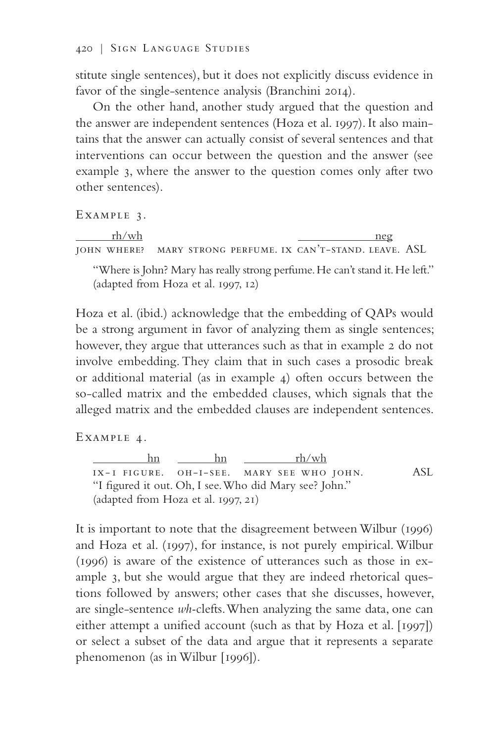stitute single sentences), but it does not explicitly discuss evidence in favor of the single-sentence analysis (Branchini 2014).

On the other hand, another study argued that the question and the answer are independent sentences (Hoza et al. 1997). It also maintains that the answer can actually consist of several sentences and that interventions can occur between the question and the answer (see example 3, where the answer to the question comes only after two other sentences).

Example 3.

```
     rh/wh                                          neg
JOHN WHERE?   MARY STRONG PERFUME. IX CAN'T-STAND. LEAVE.   ASL
```

"Where is John? Mary has really strong perfume. He can't stand it. He left." (adapted from Hoza et al. 1997, 12)

Hoza et al. (ibid.) acknowledge that the embedding of QAPs would be a strong argument in favor of analyzing them as single sentences; however, they argue that utterances such as that in example 2 do not involve embedding. They claim that in such cases a prosodic break or additional material (as in example 4) often occurs between the so-called matrix and the embedded clauses, which signals that the alleged matrix and the embedded clauses are independent sentences.

Example 4.

```
      hn           hn              rh/wh
IX-I FIGURE.   OH-I-SEE.   MARY SEE WHO JOHN.        ASL
```

"I figured it out. Oh, I see. Who did Mary see? John."
(adapted from Hoza et al. 1997, 21)

It is important to note that the disagreement between Wilbur (1996) and Hoza et al. (1997), for instance, is not purely empirical. Wilbur (1996) is aware of the existence of utterances such as those in example 3, but she would argue that they are indeed rhetorical questions followed by answers; other cases that she discusses, however, are single-sentence *wh*-clefts. When analyzing the same data, one can either attempt a unified account (such as that by Hoza et al. [1997]) or select a subset of the data and argue that it represents a separate phenomenon (as in Wilbur [1996]).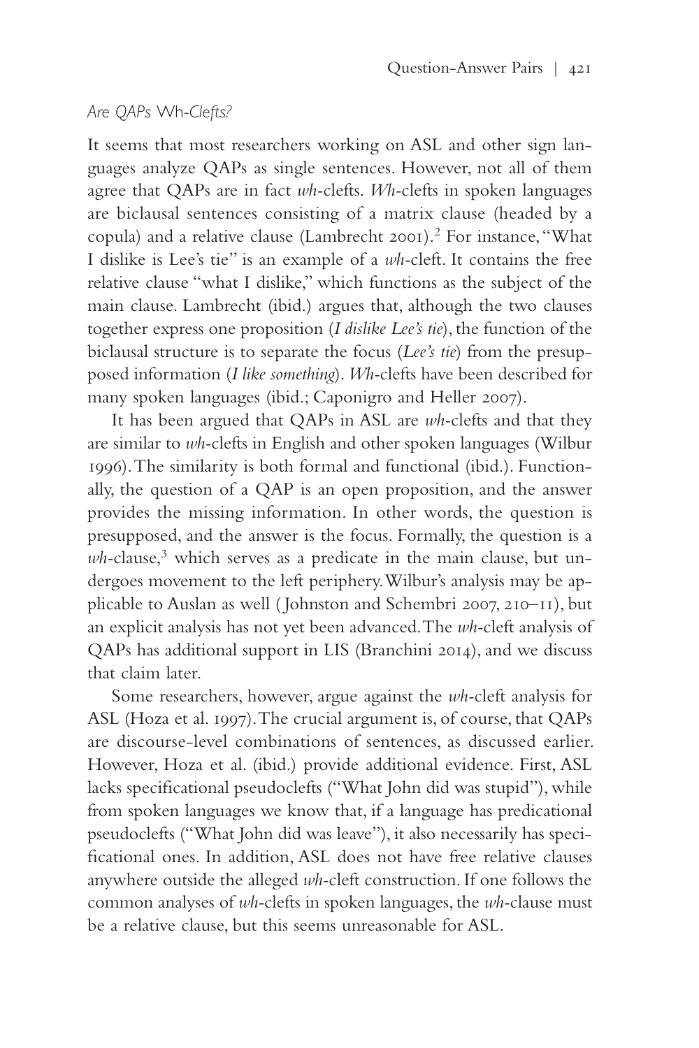### *Are QAPs* Wh*-Clefts?*

It seems that most researchers working on ASL and other sign languages analyze QAPs as single sentences. However, not all of them agree that QAPs are in fact *wh*-clefts. *Wh*-clefts in spoken languages are biclausal sentences consisting of a matrix clause (headed by a copula) and a relative clause (Lambrecht 2001).[2] For instance, "What I dislike is Lee's tie" is an example of a *wh*-cleft. It contains the free relative clause "what I dislike," which functions as the subject of the main clause. Lambrecht (ibid.) argues that, although the two clauses together express one proposition (*I dislike Lee's tie*), the function of the biclausal structure is to separate the focus (*Lee's tie*) from the presupposed information (*I like something*). *Wh*-clefts have been described for many spoken languages (ibid.; Caponigro and Heller 2007).

It has been argued that QAPs in ASL are *wh*-clefts and that they are similar to *wh*-clefts in English and other spoken languages (Wilbur 1996). The similarity is both formal and functional (ibid.). Functionally, the question of a QAP is an open proposition, and the answer provides the missing information. In other words, the question is presupposed, and the answer is the focus. Formally, the question is a *wh*-clause,[3] which serves as a predicate in the main clause, but undergoes movement to the left periphery. Wilbur's analysis may be applicable to Auslan as well (Johnston and Schembri 2007, 210–11), but an explicit analysis has not yet been advanced. The *wh*-cleft analysis of QAPs has additional support in LIS (Branchini 2014), and we discuss that claim later.

Some researchers, however, argue against the *wh*-cleft analysis for ASL (Hoza et al. 1997). The crucial argument is, of course, that QAPs are discourse-level combinations of sentences, as discussed earlier. However, Hoza et al. (ibid.) provide additional evidence. First, ASL lacks specificational pseudoclefts ("What John did was stupid"), while from spoken languages we know that, if a language has predicational pseudoclefts ("What John did was leave"), it also necessarily has specificational ones. In addition, ASL does not have free relative clauses anywhere outside the alleged *wh*-cleft construction. If one follows the common analyses of *wh*-clefts in spoken languages, the *wh*-clause must be a relative clause, but this seems unreasonable for ASL.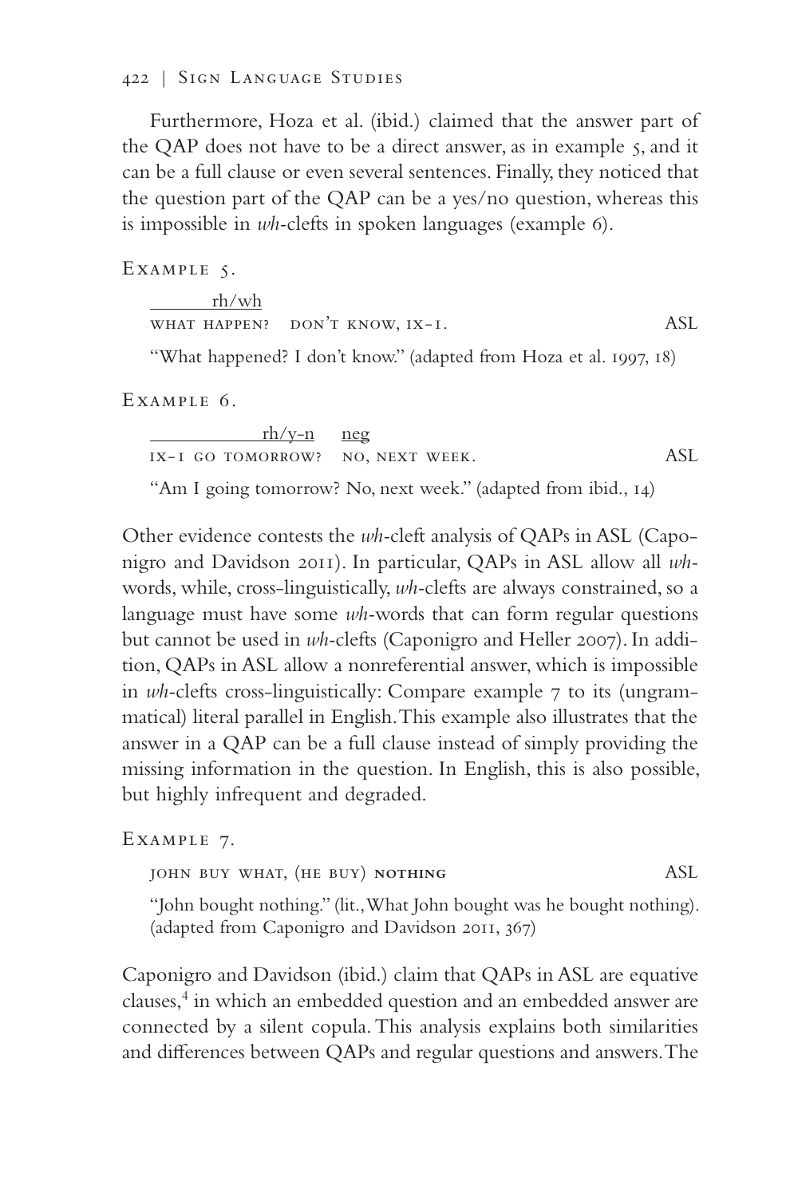Furthermore, Hoza et al. (ibid.) claimed that the answer part of the QAP does not have to be a direct answer, as in example 5, and it can be a full clause or even several sentences. Finally, they noticed that the question part of the QAP can be a yes/no question, whereas this is impossible in *wh*-clefts in spoken languages (example 6).

Example 5.

```
       rh/wh
WHAT HAPPEN?   DON'T KNOW, IX-1.                    ASL
```

"What happened? I don't know." (adapted from Hoza et al. 1997, 18)

Example 6.

```
           rh/y-n     neg
IX-1 GO TOMORROW?   NO, NEXT WEEK.                  ASL
```

"Am I going tomorrow? No, next week." (adapted from ibid., 14)

Other evidence contests the *wh*-cleft analysis of QAPs in ASL (Caponigro and Davidson 2011). In particular, QAPs in ASL allow all *wh*-words, while, cross-linguistically, *wh*-clefts are always constrained, so a language must have some *wh*-words that can form regular questions but cannot be used in *wh*-clefts (Caponigro and Heller 2007). In addition, QAPs in ASL allow a nonreferential answer, which is impossible in *wh*-clefts cross-linguistically: Compare example 7 to its (ungrammatical) literal parallel in English. This example also illustrates that the answer in a QAP can be a full clause instead of simply providing the missing information in the question. In English, this is also possible, but highly infrequent and degraded.

Example 7.

JOHN BUY WHAT, (HE BUY) **NOTHING** ASL

"John bought nothing." (lit., What John bought was he bought nothing). (adapted from Caponigro and Davidson 2011, 367)

Caponigro and Davidson (ibid.) claim that QAPs in ASL are equative clauses,[4] in which an embedded question and an embedded answer are connected by a silent copula. This analysis explains both similarities and differences between QAPs and regular questions and answers. The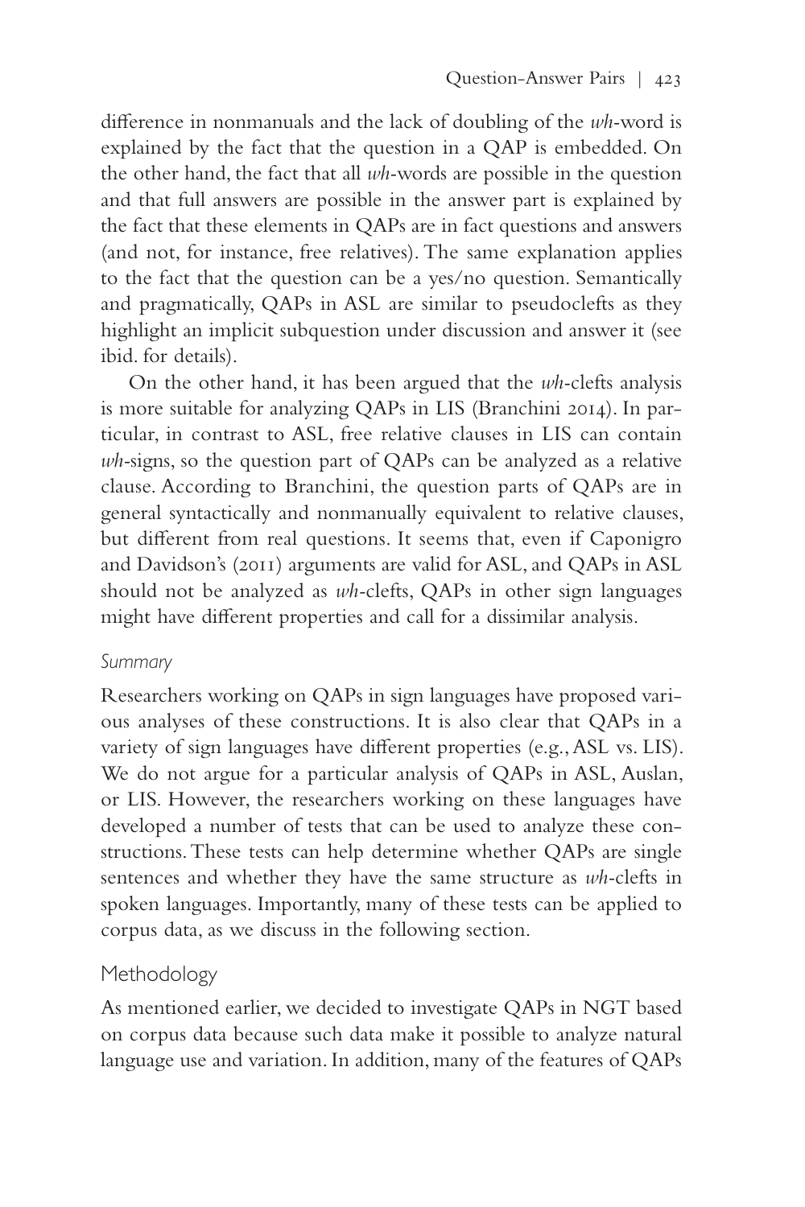difference in nonmanuals and the lack of doubling of the *wh*-word is explained by the fact that the question in a QAP is embedded. On the other hand, the fact that all *wh*-words are possible in the question and that full answers are possible in the answer part is explained by the fact that these elements in QAPs are in fact questions and answers (and not, for instance, free relatives). The same explanation applies to the fact that the question can be a yes/no question. Semantically and pragmatically, QAPs in ASL are similar to pseudoclefts as they highlight an implicit subquestion under discussion and answer it (see ibid. for details).

On the other hand, it has been argued that the *wh*-clefts analysis is more suitable for analyzing QAPs in LIS (Branchini 2014). In particular, in contrast to ASL, free relative clauses in LIS can contain *wh*-signs, so the question part of QAPs can be analyzed as a relative clause. According to Branchini, the question parts of QAPs are in general syntactically and nonmanually equivalent to relative clauses, but different from real questions. It seems that, even if Caponigro and Davidson's (2011) arguments are valid for ASL, and QAPs in ASL should not be analyzed as *wh*-clefts, QAPs in other sign languages might have different properties and call for a dissimilar analysis.

### *Summary*

Researchers working on QAPs in sign languages have proposed various analyses of these constructions. It is also clear that QAPs in a variety of sign languages have different properties (e.g., ASL vs. LIS). We do not argue for a particular analysis of QAPs in ASL, Auslan, or LIS. However, the researchers working on these languages have developed a number of tests that can be used to analyze these constructions. These tests can help determine whether QAPs are single sentences and whether they have the same structure as *wh*-clefts in spoken languages. Importantly, many of these tests can be applied to corpus data, as we discuss in the following section.

## Methodology

As mentioned earlier, we decided to investigate QAPs in NGT based on corpus data because such data make it possible to analyze natural language use and variation. In addition, many of the features of QAPs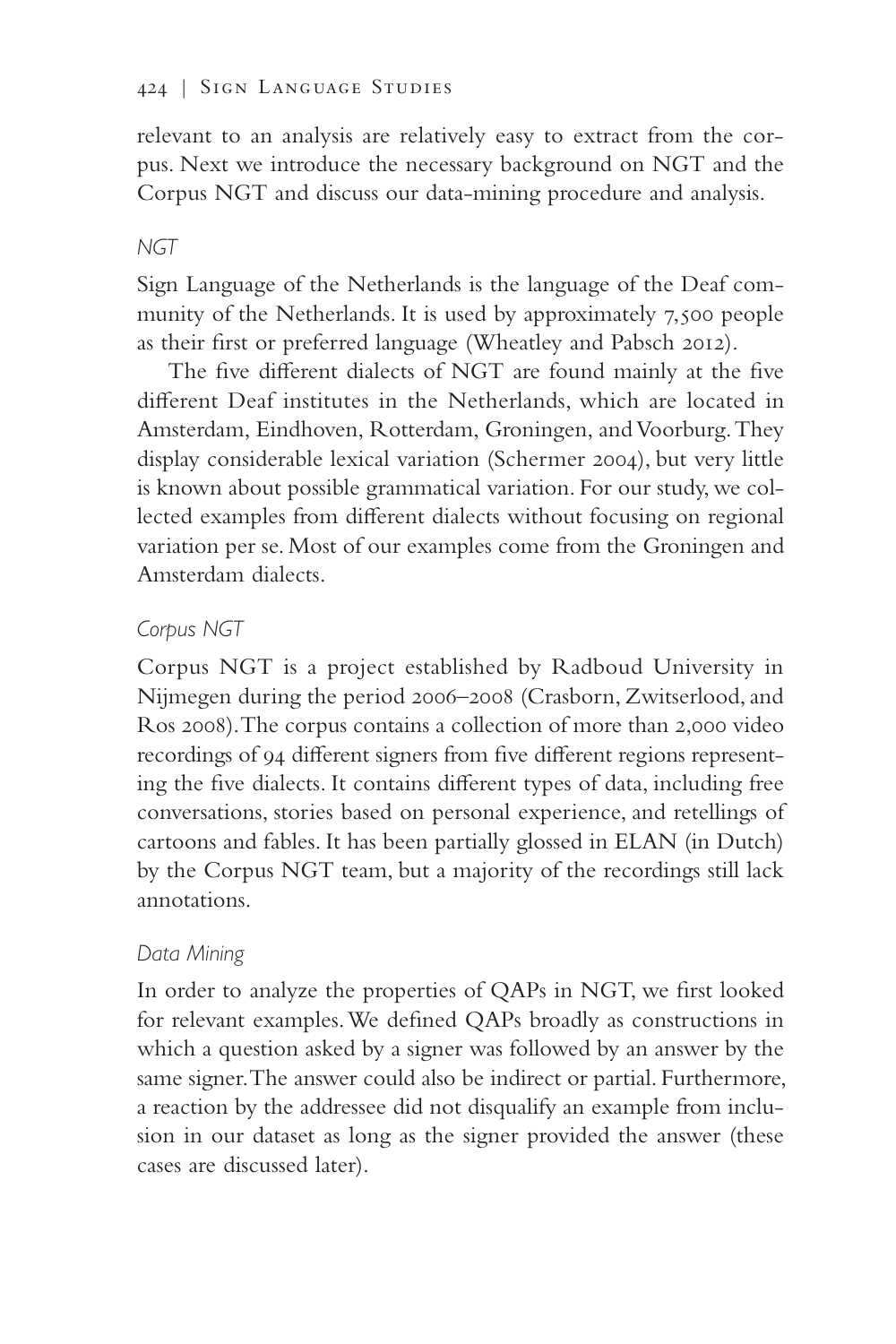relevant to an analysis are relatively easy to extract from the corpus. Next we introduce the necessary background on NGT and the Corpus NGT and discuss our data-mining procedure and analysis.

### *NGT*

Sign Language of the Netherlands is the language of the Deaf community of the Netherlands. It is used by approximately 7,500 people as their first or preferred language (Wheatley and Pabsch 2012).

The five different dialects of NGT are found mainly at the five different Deaf institutes in the Netherlands, which are located in Amsterdam, Eindhoven, Rotterdam, Groningen, and Voorburg. They display considerable lexical variation (Schermer 2004), but very little is known about possible grammatical variation. For our study, we collected examples from different dialects without focusing on regional variation per se. Most of our examples come from the Groningen and Amsterdam dialects.

### *Corpus NGT*

Corpus NGT is a project established by Radboud University in Nijmegen during the period 2006–2008 (Crasborn, Zwitserlood, and Ros 2008). The corpus contains a collection of more than 2,000 video recordings of 94 different signers from five different regions representing the five dialects. It contains different types of data, including free conversations, stories based on personal experience, and retellings of cartoons and fables. It has been partially glossed in ELAN (in Dutch) by the Corpus NGT team, but a majority of the recordings still lack annotations.

### *Data Mining*

In order to analyze the properties of QAPs in NGT, we first looked for relevant examples. We defined QAPs broadly as constructions in which a question asked by a signer was followed by an answer by the same signer. The answer could also be indirect or partial. Furthermore, a reaction by the addressee did not disqualify an example from inclusion in our dataset as long as the signer provided the answer (these cases are discussed later).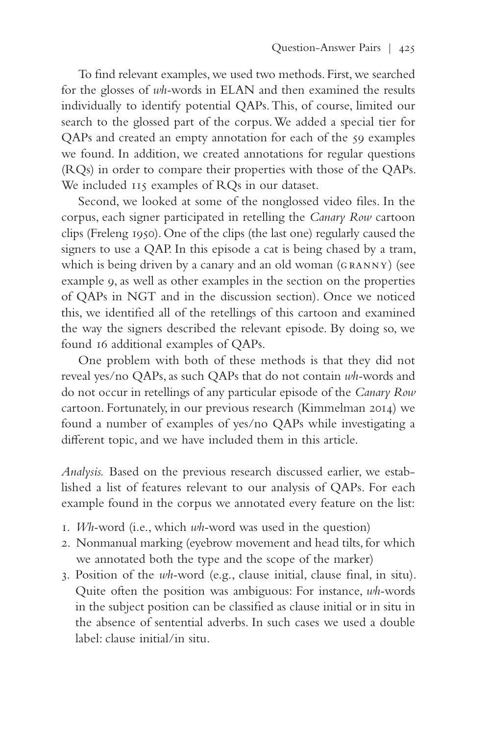To find relevant examples, we used two methods. First, we searched for the glosses of *wh*-words in ELAN and then examined the results individually to identify potential QAPs. This, of course, limited our search to the glossed part of the corpus. We added a special tier for QAPs and created an empty annotation for each of the 59 examples we found. In addition, we created annotations for regular questions (RQs) in order to compare their properties with those of the QAPs. We included 115 examples of RQs in our dataset.

Second, we looked at some of the nonglossed video files. In the corpus, each signer participated in retelling the *Canary Row* cartoon clips (Freleng 1950). One of the clips (the last one) regularly caused the signers to use a QAP. In this episode a cat is being chased by a tram, which is being driven by a canary and an old woman (GRANNY) (see example 9, as well as other examples in the section on the properties of QAPs in NGT and in the discussion section). Once we noticed this, we identified all of the retellings of this cartoon and examined the way the signers described the relevant episode. By doing so, we found 16 additional examples of QAPs.

One problem with both of these methods is that they did not reveal yes/no QAPs, as such QAPs that do not contain *wh*-words and do not occur in retellings of any particular episode of the *Canary Row* cartoon. Fortunately, in our previous research (Kimmelman 2014) we found a number of examples of yes/no QAPs while investigating a different topic, and we have included them in this article.

*Analysis.* Based on the previous research discussed earlier, we established a list of features relevant to our analysis of QAPs. For each example found in the corpus we annotated every feature on the list:

1. *Wh*-word (i.e., which *wh*-word was used in the question)
2. Nonmanual marking (eyebrow movement and head tilts, for which we annotated both the type and the scope of the marker)
3. Position of the *wh*-word (e.g., clause initial, clause final, in situ). Quite often the position was ambiguous: For instance, *wh*-words in the subject position can be classified as clause initial or in situ in the absence of sentential adverbs. In such cases we used a double label: clause initial/in situ.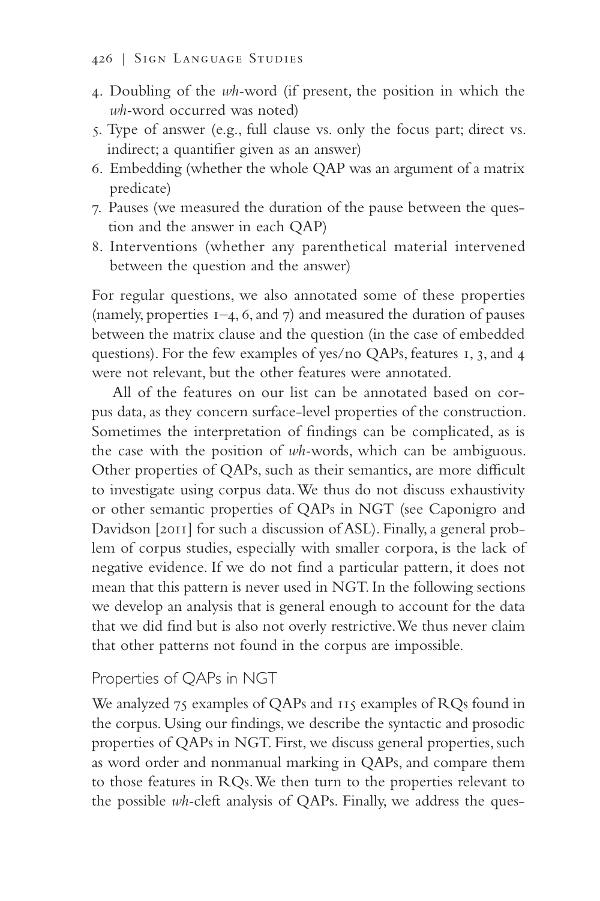4. Doubling of the *wh*-word (if present, the position in which the *wh*-word occurred was noted)
5. Type of answer (e.g., full clause vs. only the focus part; direct vs. indirect; a quantifier given as an answer)
6. Embedding (whether the whole QAP was an argument of a matrix predicate)
7. Pauses (we measured the duration of the pause between the question and the answer in each QAP)
8. Interventions (whether any parenthetical material intervened between the question and the answer)

For regular questions, we also annotated some of these properties (namely, properties 1–4, 6, and 7) and measured the duration of pauses between the matrix clause and the question (in the case of embedded questions). For the few examples of yes/no QAPs, features 1, 3, and 4 were not relevant, but the other features were annotated.

All of the features on our list can be annotated based on corpus data, as they concern surface-level properties of the construction. Sometimes the interpretation of findings can be complicated, as is the case with the position of *wh*-words, which can be ambiguous. Other properties of QAPs, such as their semantics, are more difficult to investigate using corpus data. We thus do not discuss exhaustivity or other semantic properties of QAPs in NGT (see Caponigro and Davidson [2011] for such a discussion of ASL). Finally, a general problem of corpus studies, especially with smaller corpora, is the lack of negative evidence. If we do not find a particular pattern, it does not mean that this pattern is never used in NGT. In the following sections we develop an analysis that is general enough to account for the data that we did find but is also not overly restrictive. We thus never claim that other patterns not found in the corpus are impossible.

## Properties of QAPs in NGT

We analyzed 75 examples of QAPs and 115 examples of RQs found in the corpus. Using our findings, we describe the syntactic and prosodic properties of QAPs in NGT. First, we discuss general properties, such as word order and nonmanual marking in QAPs, and compare them to those features in RQs. We then turn to the properties relevant to the possible *wh*-cleft analysis of QAPs. Finally, we address the ques-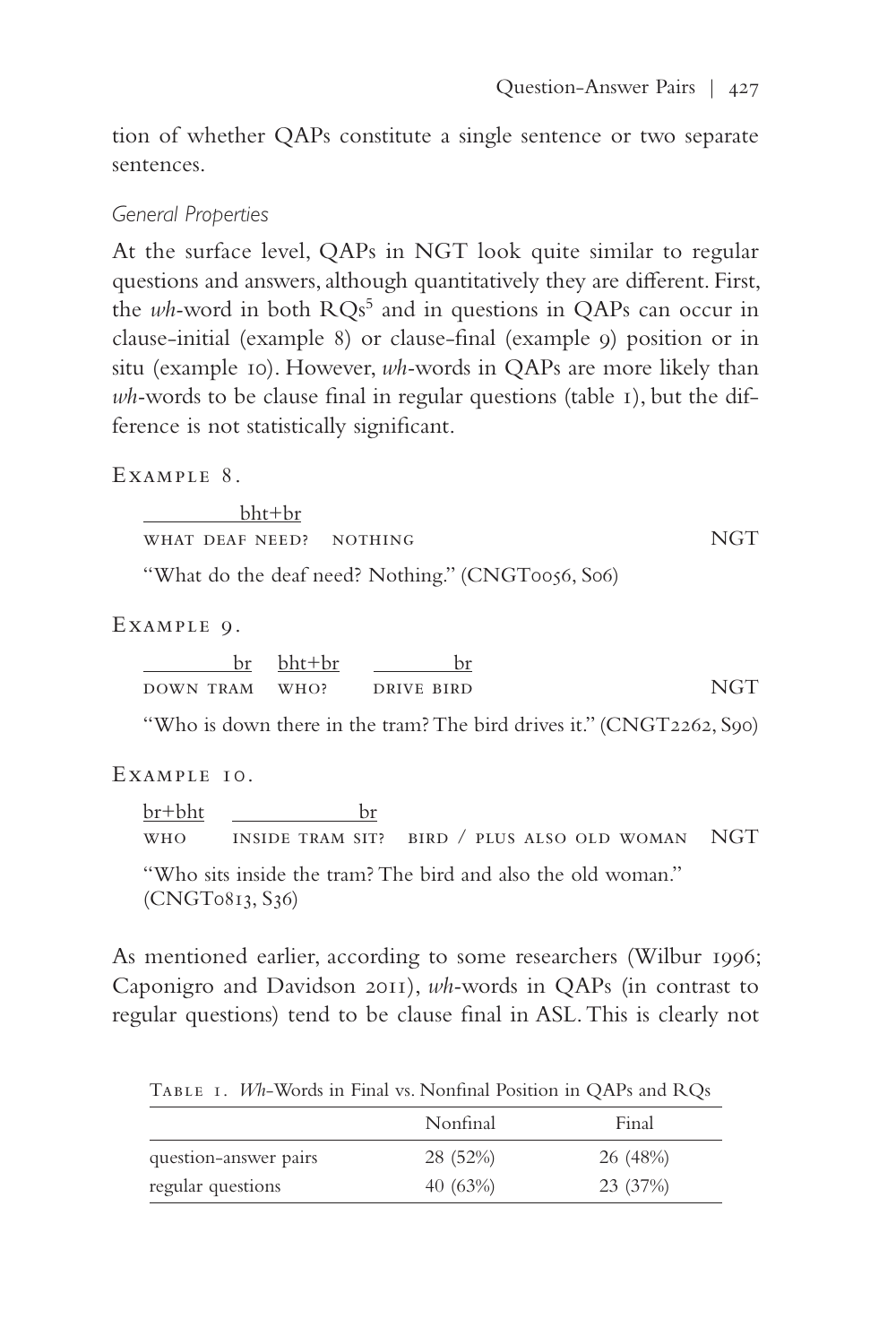tion of whether QAPs constitute a single sentence or two separate sentences.

### *General Properties*

At the surface level, QAPs in NGT look quite similar to regular questions and answers, although quantitatively they are different. First, the *wh*-word in both RQs[5] and in questions in QAPs can occur in clause-initial (example 8) or clause-final (example 9) position or in situ (example 10). However, *wh*-words in QAPs are more likely than *wh*-words to be clause final in regular questions (table 1), but the difference is not statistically significant.

Example 8.

```
__________bht+br
WHAT DEAF NEED?   NOTHING                                  NGT
```

"What do the deaf need? Nothing." (CNGT0056, S06)

Example 9.

```
_________br  bht+br   ________br
DOWN TRAM    WHO?     DRIVE BIRD                           NGT
```

"Who is down there in the tram? The bird drives it." (CNGT2262, S90)

Example 10.

```
br+bht  ____________br
WHO     INSIDE TRAM SIT?  BIRD / PLUS ALSO OLD WOMAN       NGT
```

"Who sits inside the tram? The bird and also the old woman." (CNGT0813, S36)

As mentioned earlier, according to some researchers (Wilbur 1996; Caponigro and Davidson 2011), *wh*-words in QAPs (in contrast to regular questions) tend to be clause final in ASL. This is clearly not

Table 1. *Wh*-Words in Final vs. Nonfinal Position in QAPs and RQs

| | Nonfinal | Final |
|---|---|---|
| question-answer pairs | 28 (52%) | 26 (48%) |
| regular questions | 40 (63%) | 23 (37%) |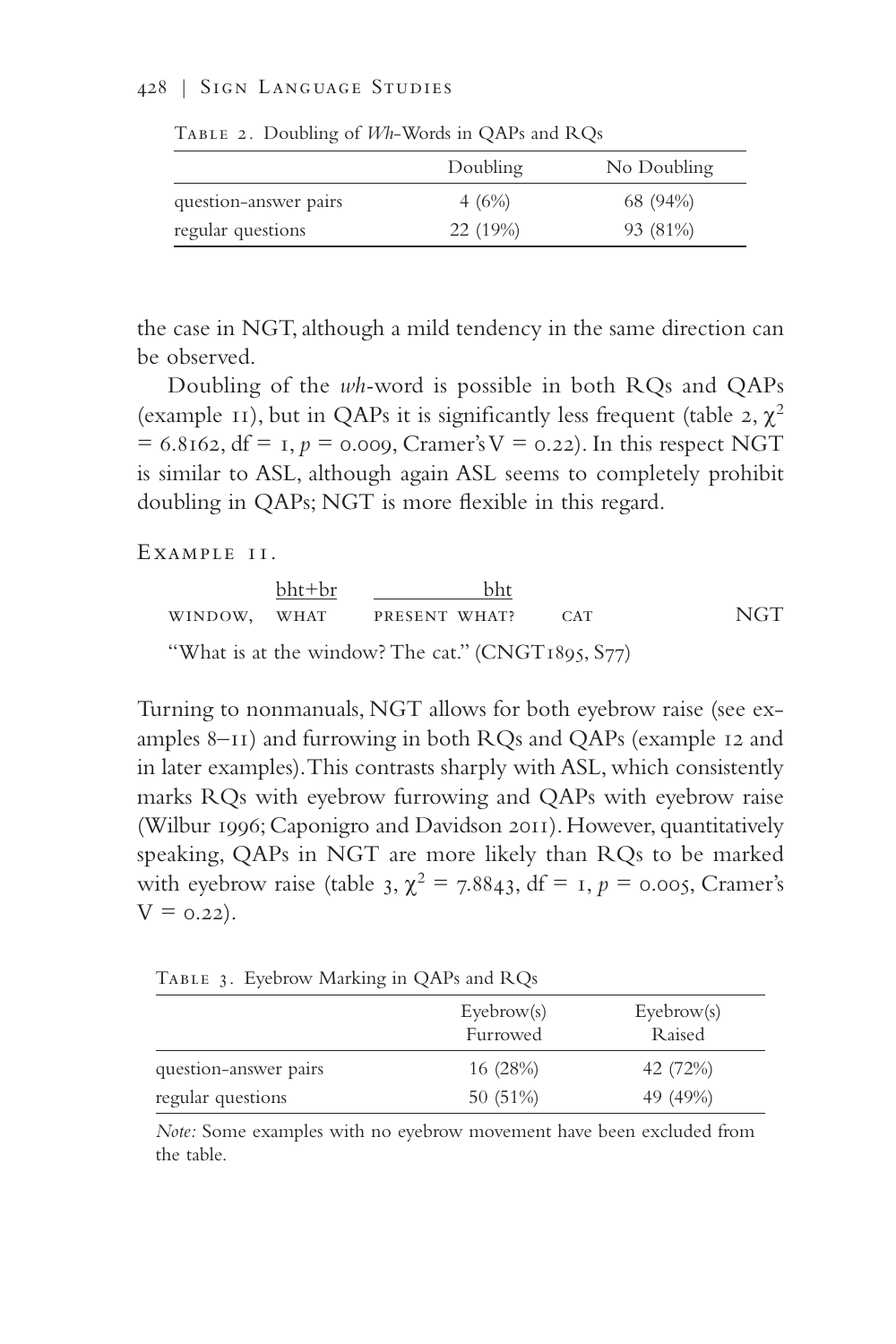Table 2. Doubling of *Wh*-Words in QAPs and RQs

| | Doubling | No Doubling |
|---|---|---|
| question-answer pairs | 4 (6%) | 68 (94%) |
| regular questions | 22 (19%) | 93 (81%) |

the case in NGT, although a mild tendency in the same direction can be observed.

Doubling of the *wh*-word is possible in both RQs and QAPs (example 11), but in QAPs it is significantly less frequent (table 2, $\chi^2 = 6.8162$, df = 1, $p = 0.009$, Cramer's V = 0.22). In this respect NGT is similar to ASL, although again ASL seems to completely prohibit doubling in QAPs; NGT is more flexible in this regard.

Example 11.

```
         bht+br    ____________bht
WINDOW,  WHAT      PRESENT WHAT?     CAT          NGT
```

"What is at the window? The cat." (CNGT1895, S77)

Turning to nonmanuals, NGT allows for both eyebrow raise (see examples 8–11) and furrowing in both RQs and QAPs (example 12 and in later examples). This contrasts sharply with ASL, which consistently marks RQs with eyebrow furrowing and QAPs with eyebrow raise (Wilbur 1996; Caponigro and Davidson 2011). However, quantitatively speaking, QAPs in NGT are more likely than RQs to be marked with eyebrow raise (table 3, $\chi^2 = 7.8843$, df = 1, $p = 0.005$, Cramer's V = 0.22).

Table 3. Eyebrow Marking in QAPs and RQs

| | Eyebrow(s) Furrowed | Eyebrow(s) Raised |
|---|---|---|
| question-answer pairs | 16 (28%) | 42 (72%) |
| regular questions | 50 (51%) | 49 (49%) |

*Note:* Some examples with no eyebrow movement have been excluded from the table.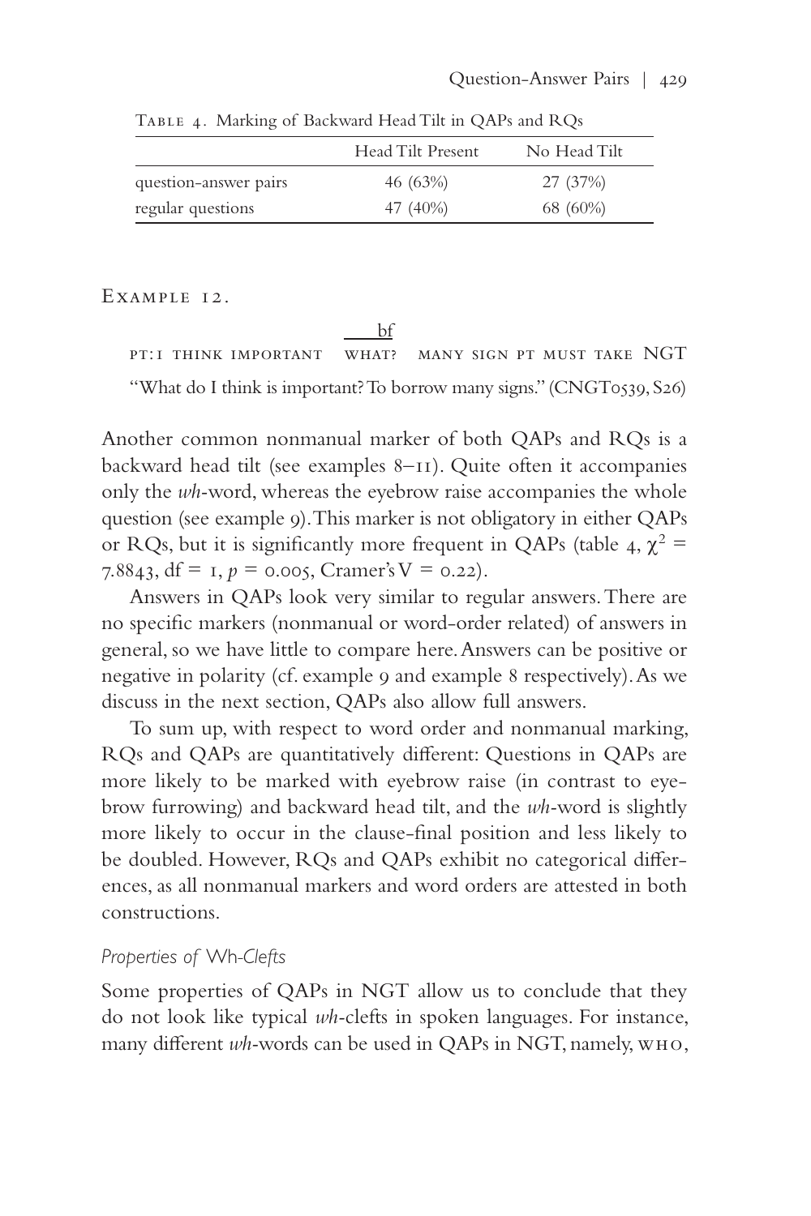Table 4. Marking of Backward Head Tilt in QAPs and RQs

| | Head Tilt Present | No Head Tilt |
|---|---|---|
| question-answer pairs | 46 (63%) | 27 (37%) |
| regular questions | 47 (40%) | 68 (60%) |

Example 12.

```
                         bf
PT:I THINK IMPORTANT   WHAT?   MANY SIGN PT MUST TAKE NGT
```

"What do I think is important? To borrow many signs." (CNGT0539, S26)

Another common nonmanual marker of both QAPs and RQs is a backward head tilt (see examples 8–11). Quite often it accompanies only the *wh*-word, whereas the eyebrow raise accompanies the whole question (see example 9). This marker is not obligatory in either QAPs or RQs, but it is significantly more frequent in QAPs (table 4, $\chi^2 = 7.8843$, df = 1, $p = 0.005$, Cramer's V = 0.22).

Answers in QAPs look very similar to regular answers. There are no specific markers (nonmanual or word-order related) of answers in general, so we have little to compare here. Answers can be positive or negative in polarity (cf. example 9 and example 8 respectively). As we discuss in the next section, QAPs also allow full answers.

To sum up, with respect to word order and nonmanual marking, RQs and QAPs are quantitatively different: Questions in QAPs are more likely to be marked with eyebrow raise (in contrast to eyebrow furrowing) and backward head tilt, and the *wh*-word is slightly more likely to occur in the clause-final position and less likely to be doubled. However, RQs and QAPs exhibit no categorical differences, as all nonmanual markers and word orders are attested in both constructions.

### *Properties of Wh-Clefts*

Some properties of QAPs in NGT allow us to conclude that they do not look like typical *wh*-clefts in spoken languages. For instance, many different *wh*-words can be used in QAPs in NGT, namely, WHO,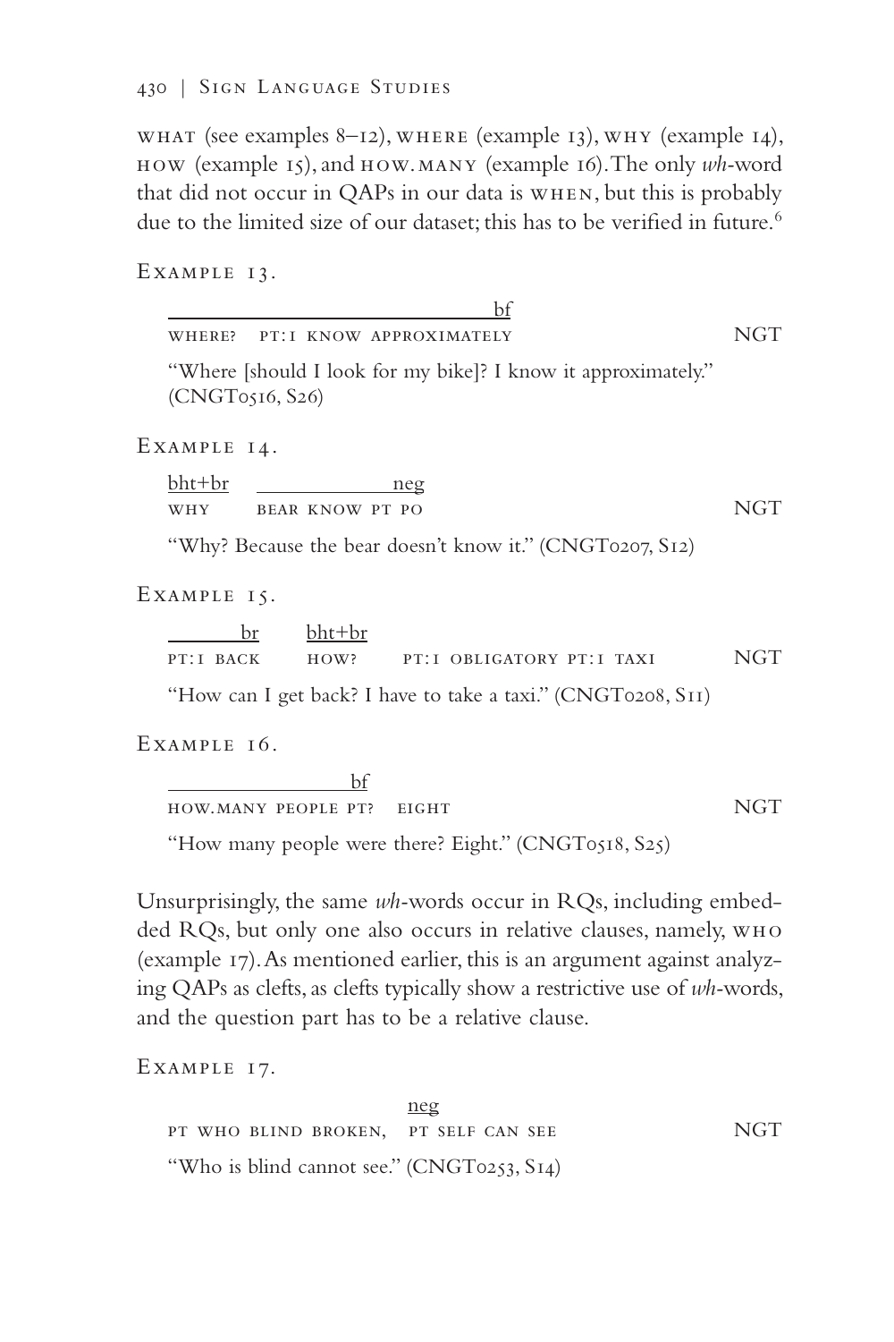WHAT (see examples 8–12), WHERE (example 13), WHY (example 14), HOW (example 15), and HOW.MANY (example 16). The only *wh*-word that did not occur in QAPs in our data is WHEN, but this is probably due to the limited size of our dataset; this has to be verified in future.[6]

EXAMPLE 13.

```
________________________________bf
WHERE?  PT:1 KNOW APPROXIMATELY                    NGT
```

"Where [should I look for my bike]? I know it approximately." (CNGT0516, S26)

EXAMPLE 14.

```
bht+br    ___________neg
WHY       BEAR KNOW PT PO                          NGT
```

"Why? Because the bear doesn't know it." (CNGT0207, S12)

EXAMPLE 15.

```
_______br   bht+br
PT:1 BACK   HOW?    PT:1 OBLIGATORY PT:1 TAXI      NGT
```

"How can I get back? I have to take a taxi." (CNGT0208, S11)

EXAMPLE 16.

```
_________________bf
HOW.MANY PEOPLE PT?   EIGHT                        NGT
```

"How many people were there? Eight." (CNGT0518, S25)

Unsurprisingly, the same *wh*-words occur in RQs, including embedded RQs, but only one also occurs in relative clauses, namely, WHO (example 17). As mentioned earlier, this is an argument against analyzing QAPs as clefts, as clefts typically show a restrictive use of *wh*-words, and the question part has to be a relative clause.

EXAMPLE 17.

```
                        neg
PT WHO BLIND BROKEN,  PT SELF CAN SEE              NGT
```

"Who is blind cannot see." (CNGT0253, S14)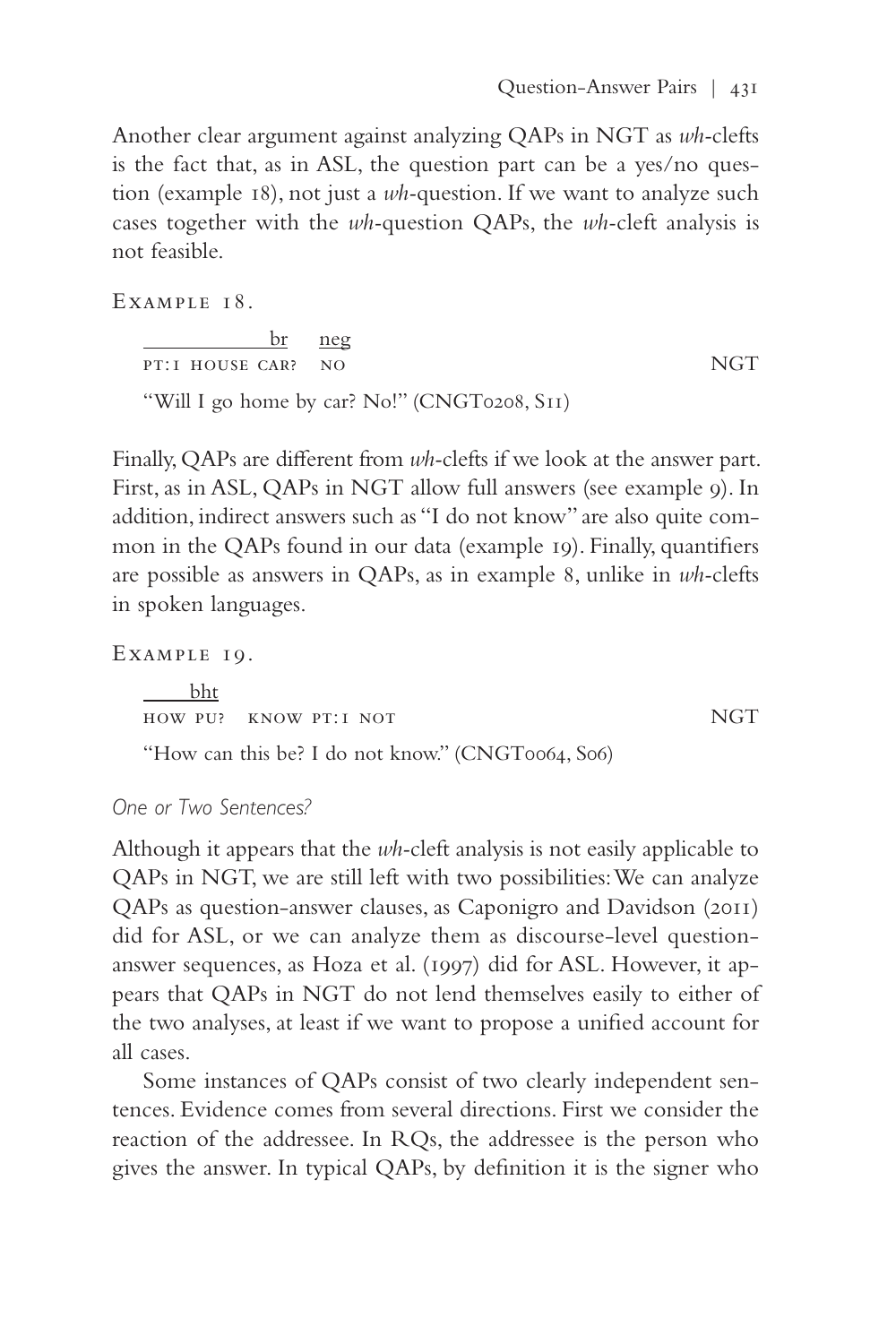Another clear argument against analyzing QAPs in NGT as *wh*-clefts is the fact that, as in ASL, the question part can be a yes/no question (example 18), not just a *wh*-question. If we want to analyze such cases together with the *wh*-question QAPs, the *wh*-cleft analysis is not feasible.

EXAMPLE 18.

```
            br    neg
PT:1 HOUSE CAR?   NO                                NGT
```

"Will I go home by car? No!" (CNGT0208, S11)

Finally, QAPs are different from *wh*-clefts if we look at the answer part. First, as in ASL, QAPs in NGT allow full answers (see example 9). In addition, indirect answers such as "I do not know" are also quite common in the QAPs found in our data (example 19). Finally, quantifiers are possible as answers in QAPs, as in example 8, unlike in *wh*-clefts in spoken languages.

EXAMPLE 19.

```
    bht
HOW PU?   KNOW PT:1 NOT                              NGT
```

"How can this be? I do not know." (CNGT0064, S06)

### *One or Two Sentences?*

Although it appears that the *wh*-cleft analysis is not easily applicable to QAPs in NGT, we are still left with two possibilities: We can analyze QAPs as question-answer clauses, as Caponigro and Davidson (2011) did for ASL, or we can analyze them as discourse-level question-answer sequences, as Hoza et al. (1997) did for ASL. However, it appears that QAPs in NGT do not lend themselves easily to either of the two analyses, at least if we want to propose a unified account for all cases.

Some instances of QAPs consist of two clearly independent sentences. Evidence comes from several directions. First we consider the reaction of the addressee. In RQs, the addressee is the person who gives the answer. In typical QAPs, by definition it is the signer who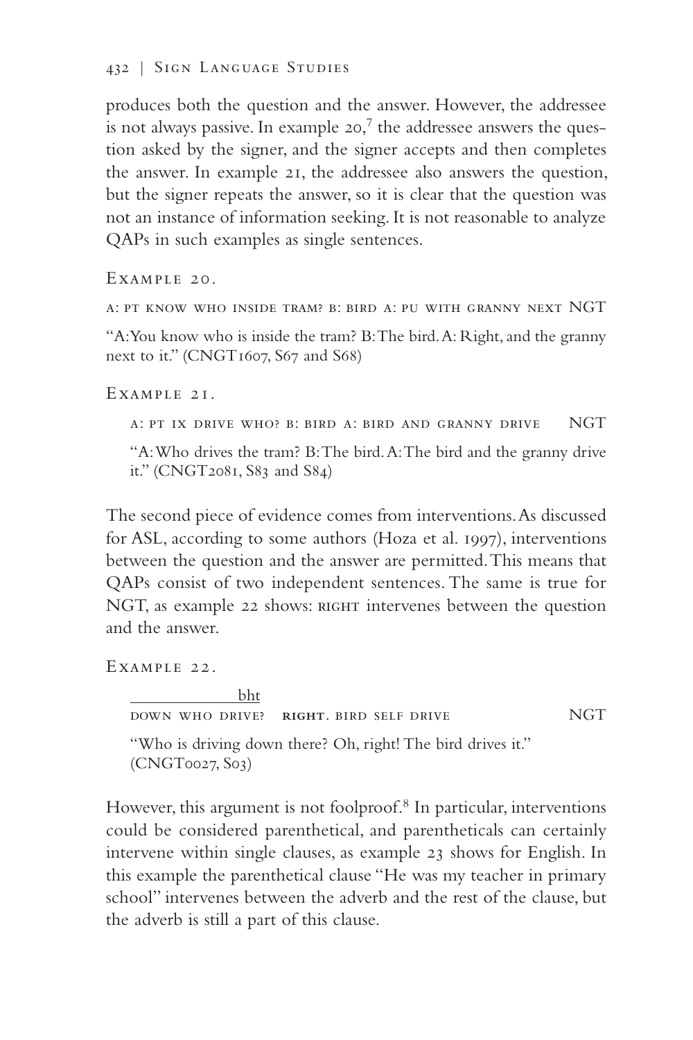produces both the question and the answer. However, the addressee is not always passive. In example 20,[7] the addressee answers the question asked by the signer, and the signer accepts and then completes the answer. In example 21, the addressee also answers the question, but the signer repeats the answer, so it is clear that the question was not an instance of information seeking. It is not reasonable to analyze QAPs in such examples as single sentences.

Example 20.

A: PT KNOW WHO INSIDE TRAM? B: BIRD A: PU WITH GRANNY NEXT NGT

"A: You know who is inside the tram? B: The bird. A: Right, and the granny next to it." (CNGT1607, S67 and S68)

Example 21.

A: PT IX DRIVE WHO? B: BIRD A: BIRD AND GRANNY DRIVE NGT

"A: Who drives the tram? B: The bird. A: The bird and the granny drive it." (CNGT2081, S83 and S84)

The second piece of evidence comes from interventions. As discussed for ASL, according to some authors (Hoza et al. 1997), interventions between the question and the answer are permitted. This means that QAPs consist of two independent sentences. The same is true for NGT, as example 22 shows: RIGHT intervenes between the question and the answer.

Example 22.

```
______________bht
DOWN WHO DRIVE?   RIGHT. BIRD SELF DRIVE                NGT
```

"Who is driving down there? Oh, right! The bird drives it." (CNGT0027, S03)

However, this argument is not foolproof.[8] In particular, interventions could be considered parenthetical, and parentheticals can certainly intervene within single clauses, as example 23 shows for English. In this example the parenthetical clause "He was my teacher in primary school" intervenes between the adverb and the rest of the clause, but the adverb is still a part of this clause.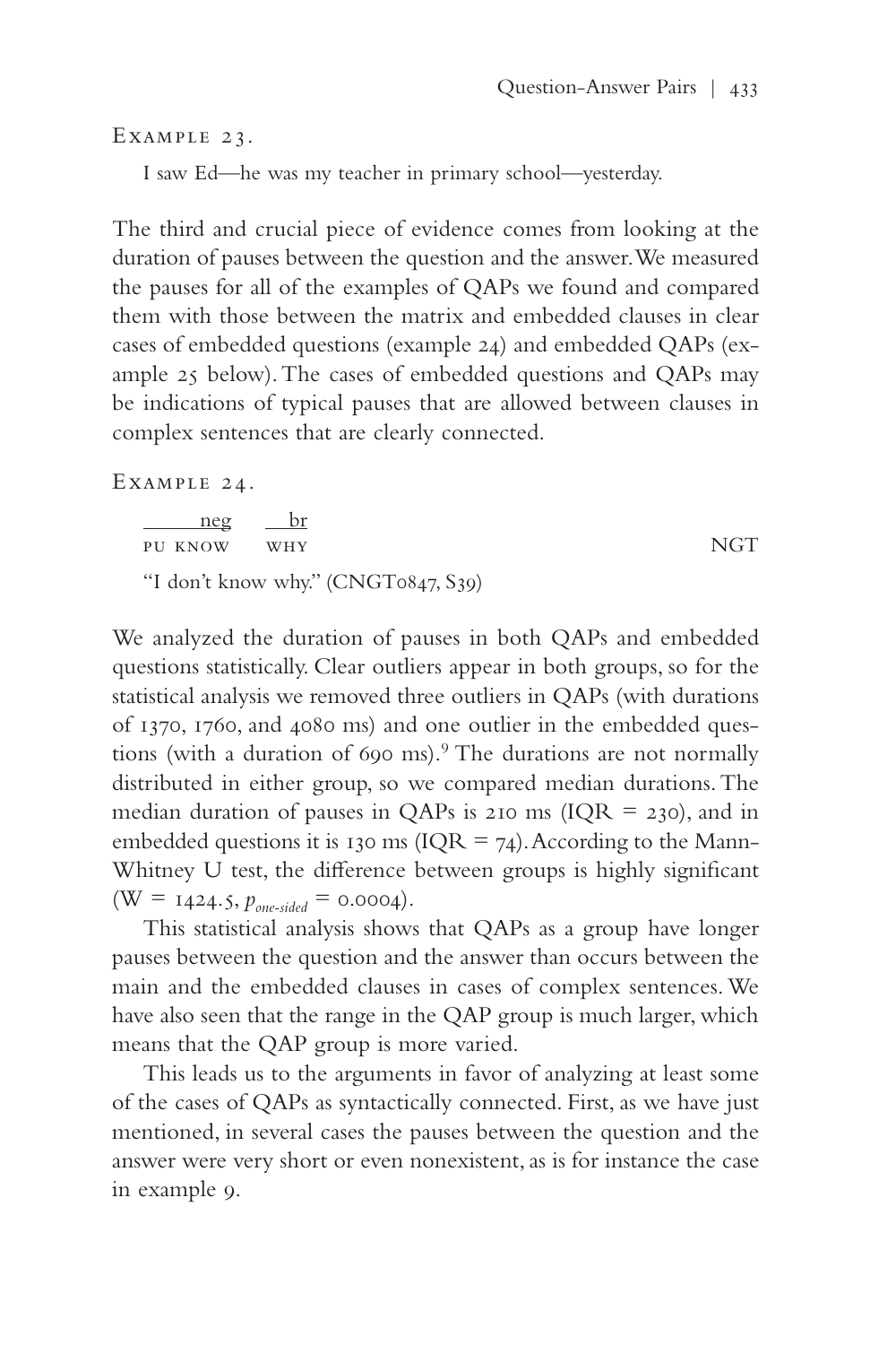Example 23.

I saw Ed—he was my teacher in primary school—yesterday.

The third and crucial piece of evidence comes from looking at the duration of pauses between the question and the answer. We measured the pauses for all of the examples of QAPs we found and compared them with those between the matrix and embedded clauses in clear cases of embedded questions (example 24) and embedded QAPs (example 25 below). The cases of embedded questions and QAPs may be indications of typical pauses that are allowed between clauses in complex sentences that are clearly connected.

Example 24.

```
_____neg   __br
PU KNOW    WHY                                NGT
```

"I don't know why." (CNGT0847, S39)

We analyzed the duration of pauses in both QAPs and embedded questions statistically. Clear outliers appear in both groups, so for the statistical analysis we removed three outliers in QAPs (with durations of 1370, 1760, and 4080 ms) and one outlier in the embedded questions (with a duration of 690 ms).[9] The durations are not normally distributed in either group, so we compared median durations. The median duration of pauses in QAPs is 210 ms (IQR = 230), and in embedded questions it is 130 ms (IQR = 74). According to the Mann-Whitney U test, the difference between groups is highly significant ($W = 1424.5$, $p_{one\text{-}sided} = 0.0004$).

This statistical analysis shows that QAPs as a group have longer pauses between the question and the answer than occurs between the main and the embedded clauses in cases of complex sentences. We have also seen that the range in the QAP group is much larger, which means that the QAP group is more varied.

This leads us to the arguments in favor of analyzing at least some of the cases of QAPs as syntactically connected. First, as we have just mentioned, in several cases the pauses between the question and the answer were very short or even nonexistent, as is for instance the case in example 9.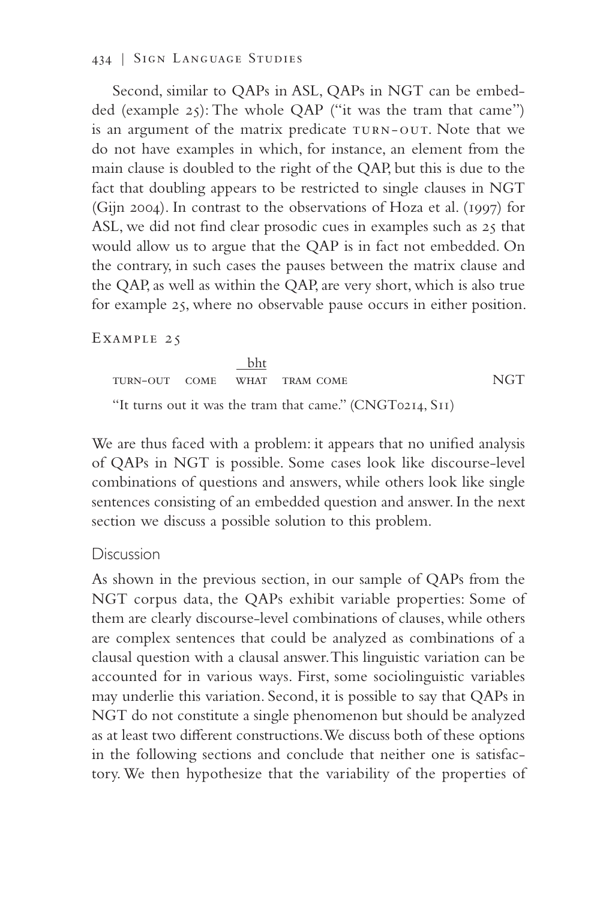Second, similar to QAPs in ASL, QAPs in NGT can be embedded (example 25): The whole QAP ("it was the tram that came") is an argument of the matrix predicate TURN-OUT. Note that we do not have examples in which, for instance, an element from the main clause is doubled to the right of the QAP, but this is due to the fact that doubling appears to be restricted to single clauses in NGT (Gijn 2004). In contrast to the observations of Hoza et al. (1997) for ASL, we did not find clear prosodic cues in examples such as 25 that would allow us to argue that the QAP is in fact not embedded. On the contrary, in such cases the pauses between the matrix clause and the QAP, as well as within the QAP, are very short, which is also true for example 25, where no observable pause occurs in either position.

EXAMPLE 25

```
                      bht
TURN-OUT    COME    WHAT    TRAM COME                    NGT
```

"It turns out it was the tram that came." (CNGT0214, S11)

We are thus faced with a problem: it appears that no unified analysis of QAPs in NGT is possible. Some cases look like discourse-level combinations of questions and answers, while others look like single sentences consisting of an embedded question and answer. In the next section we discuss a possible solution to this problem.

## Discussion

As shown in the previous section, in our sample of QAPs from the NGT corpus data, the QAPs exhibit variable properties: Some of them are clearly discourse-level combinations of clauses, while others are complex sentences that could be analyzed as combinations of a clausal question with a clausal answer. This linguistic variation can be accounted for in various ways. First, some sociolinguistic variables may underlie this variation. Second, it is possible to say that QAPs in NGT do not constitute a single phenomenon but should be analyzed as at least two different constructions. We discuss both of these options in the following sections and conclude that neither one is satisfactory. We then hypothesize that the variability of the properties of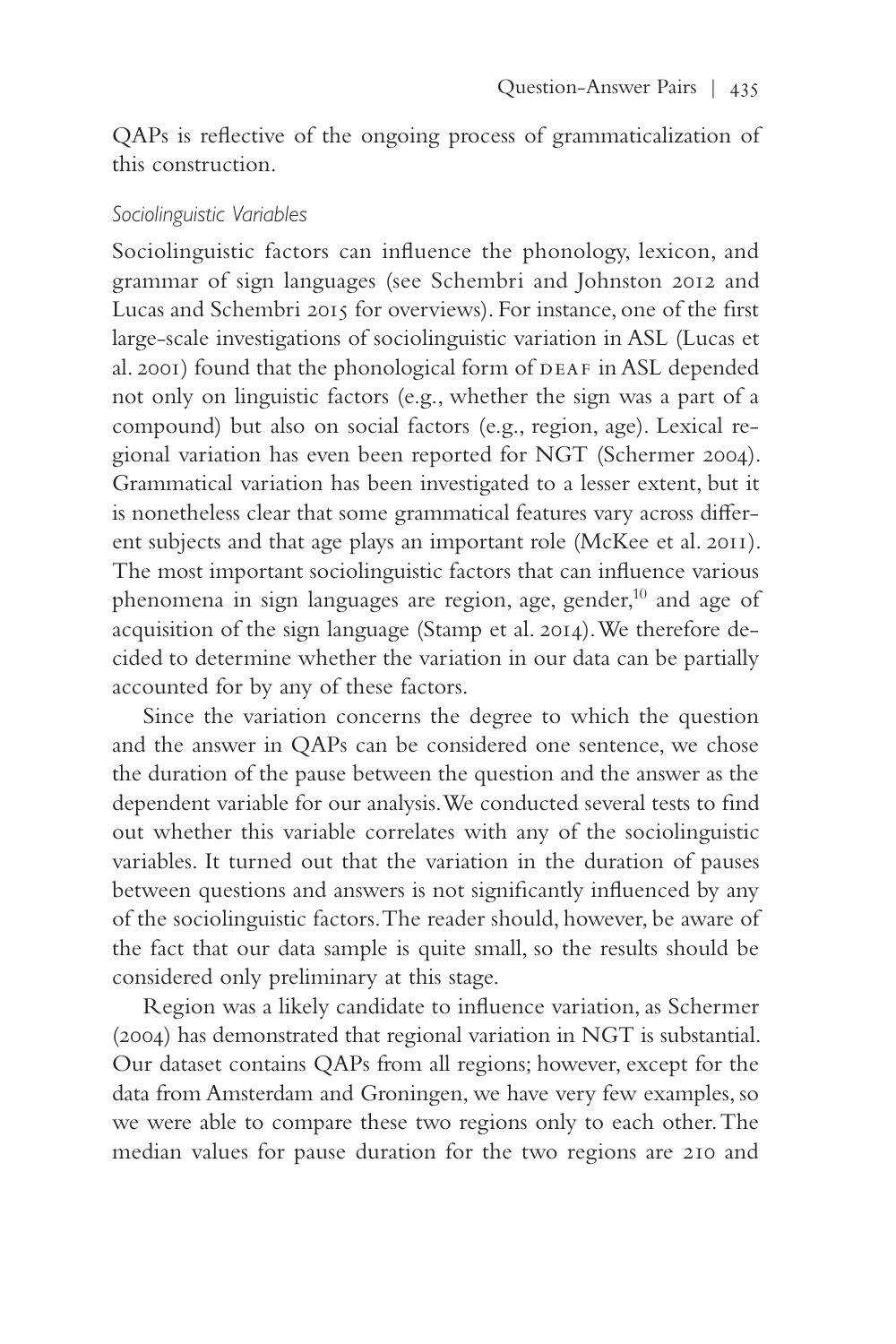QAPs is reflective of the ongoing process of grammaticalization of this construction.

### *Sociolinguistic Variables*

Sociolinguistic factors can influence the phonology, lexicon, and grammar of sign languages (see Schembri and Johnston 2012 and Lucas and Schembri 2015 for overviews). For instance, one of the first large-scale investigations of sociolinguistic variation in ASL (Lucas et al. 2001) found that the phonological form of DEAF in ASL depended not only on linguistic factors (e.g., whether the sign was a part of a compound) but also on social factors (e.g., region, age). Lexical regional variation has even been reported for NGT (Schermer 2004). Grammatical variation has been investigated to a lesser extent, but it is nonetheless clear that some grammatical features vary across different subjects and that age plays an important role (McKee et al. 2011). The most important sociolinguistic factors that can influence various phenomena in sign languages are region, age, gender,[10] and age of acquisition of the sign language (Stamp et al. 2014). We therefore decided to determine whether the variation in our data can be partially accounted for by any of these factors.

Since the variation concerns the degree to which the question and the answer in QAPs can be considered one sentence, we chose the duration of the pause between the question and the answer as the dependent variable for our analysis. We conducted several tests to find out whether this variable correlates with any of the sociolinguistic variables. It turned out that the variation in the duration of pauses between questions and answers is not significantly influenced by any of the sociolinguistic factors. The reader should, however, be aware of the fact that our data sample is quite small, so the results should be considered only preliminary at this stage.

Region was a likely candidate to influence variation, as Schermer (2004) has demonstrated that regional variation in NGT is substantial. Our dataset contains QAPs from all regions; however, except for the data from Amsterdam and Groningen, we have very few examples, so we were able to compare these two regions only to each other. The median values for pause duration for the two regions are 210 and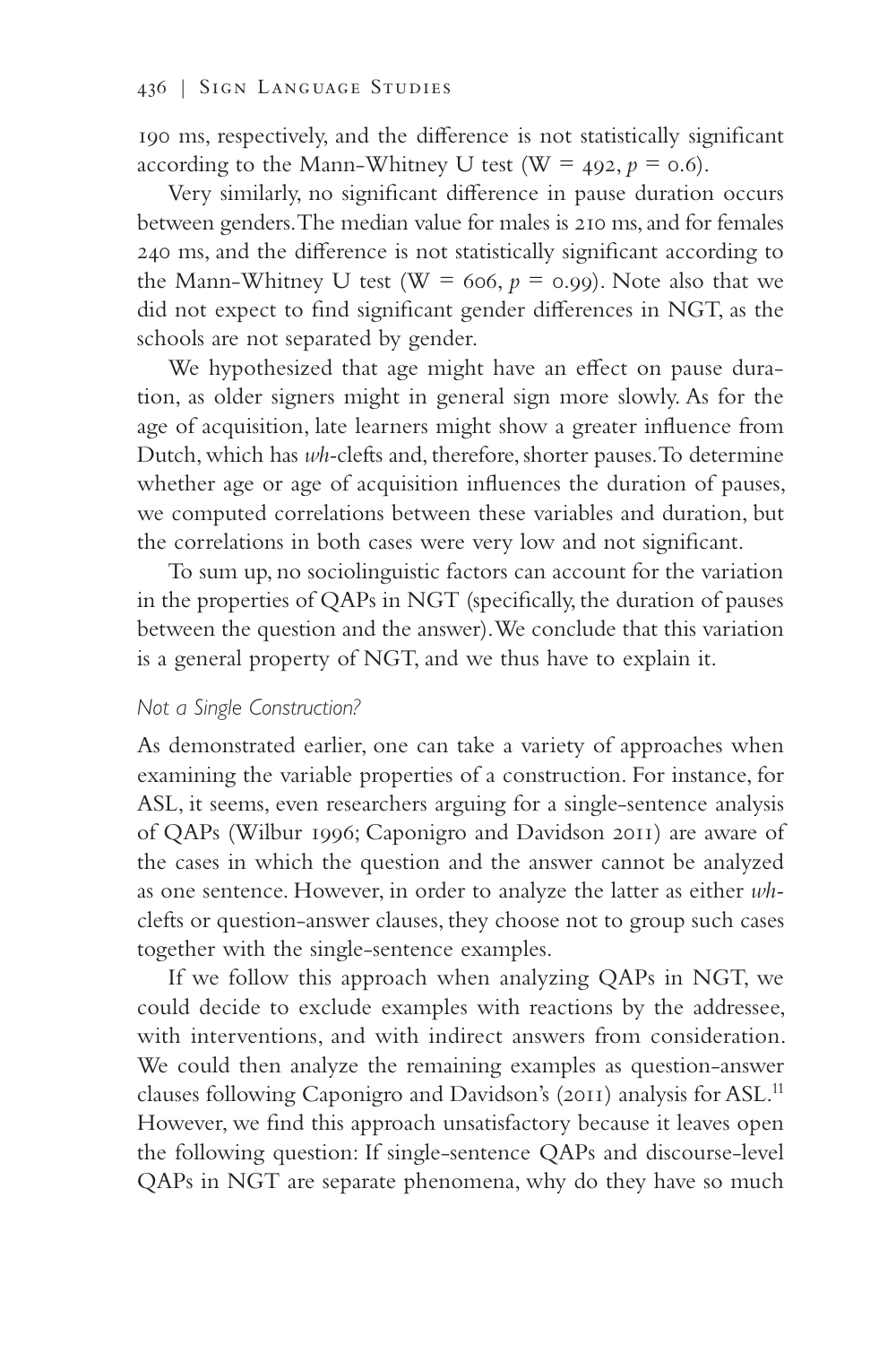190 ms, respectively, and the difference is not statistically significant according to the Mann-Whitney U test ($W = 492$, $p = 0.6$).

Very similarly, no significant difference in pause duration occurs between genders. The median value for males is 210 ms, and for females 240 ms, and the difference is not statistically significant according to the Mann-Whitney U test ($W = 606$, $p = 0.99$). Note also that we did not expect to find significant gender differences in NGT, as the schools are not separated by gender.

We hypothesized that age might have an effect on pause duration, as older signers might in general sign more slowly. As for the age of acquisition, late learners might show a greater influence from Dutch, which has *wh*-clefts and, therefore, shorter pauses. To determine whether age or age of acquisition influences the duration of pauses, we computed correlations between these variables and duration, but the correlations in both cases were very low and not significant.

To sum up, no sociolinguistic factors can account for the variation in the properties of QAPs in NGT (specifically, the duration of pauses between the question and the answer). We conclude that this variation is a general property of NGT, and we thus have to explain it.

### *Not a Single Construction?*

As demonstrated earlier, one can take a variety of approaches when examining the variable properties of a construction. For instance, for ASL, it seems, even researchers arguing for a single-sentence analysis of QAPs (Wilbur 1996; Caponigro and Davidson 2011) are aware of the cases in which the question and the answer cannot be analyzed as one sentence. However, in order to analyze the latter as either *wh*-clefts or question-answer clauses, they choose not to group such cases together with the single-sentence examples.

If we follow this approach when analyzing QAPs in NGT, we could decide to exclude examples with reactions by the addressee, with interventions, and with indirect answers from consideration. We could then analyze the remaining examples as question-answer clauses following Caponigro and Davidson's (2011) analysis for ASL.[11] However, we find this approach unsatisfactory because it leaves open the following question: If single-sentence QAPs and discourse-level QAPs in NGT are separate phenomena, why do they have so much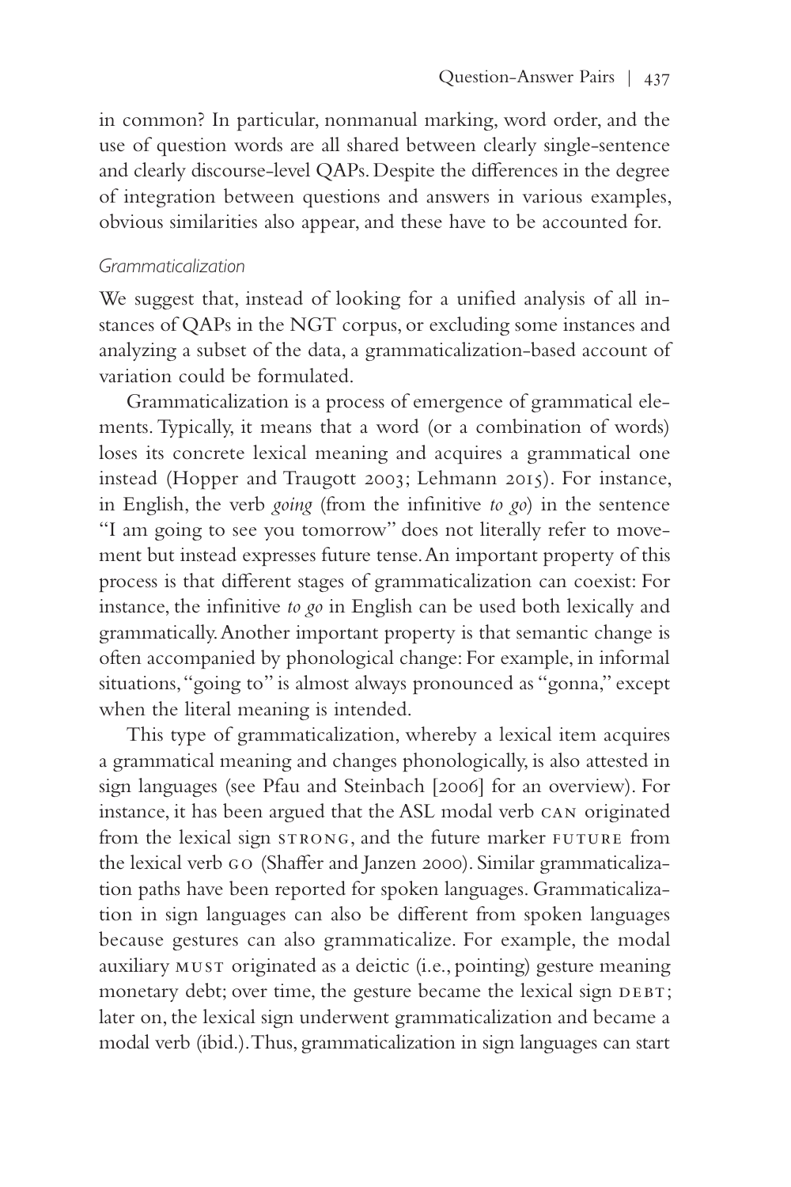in common? In particular, nonmanual marking, word order, and the use of question words are all shared between clearly single-sentence and clearly discourse-level QAPs. Despite the differences in the degree of integration between questions and answers in various examples, obvious similarities also appear, and these have to be accounted for.

### *Grammaticalization*

We suggest that, instead of looking for a unified analysis of all instances of QAPs in the NGT corpus, or excluding some instances and analyzing a subset of the data, a grammaticalization-based account of variation could be formulated.

Grammaticalization is a process of emergence of grammatical elements. Typically, it means that a word (or a combination of words) loses its concrete lexical meaning and acquires a grammatical one instead (Hopper and Traugott 2003; Lehmann 2015). For instance, in English, the verb *going* (from the infinitive *to go*) in the sentence "I am going to see you tomorrow" does not literally refer to movement but instead expresses future tense. An important property of this process is that different stages of grammaticalization can coexist: For instance, the infinitive *to go* in English can be used both lexically and grammatically. Another important property is that semantic change is often accompanied by phonological change: For example, in informal situations, "going to" is almost always pronounced as "gonna," except when the literal meaning is intended.

This type of grammaticalization, whereby a lexical item acquires a grammatical meaning and changes phonologically, is also attested in sign languages (see Pfau and Steinbach [2006] for an overview). For instance, it has been argued that the ASL modal verb CAN originated from the lexical sign STRONG, and the future marker FUTURE from the lexical verb GO (Shaffer and Janzen 2000). Similar grammaticalization paths have been reported for spoken languages. Grammaticalization in sign languages can also be different from spoken languages because gestures can also grammaticalize. For example, the modal auxiliary MUST originated as a deictic (i.e., pointing) gesture meaning monetary debt; over time, the gesture became the lexical sign DEBT; later on, the lexical sign underwent grammaticalization and became a modal verb (ibid.). Thus, grammaticalization in sign languages can start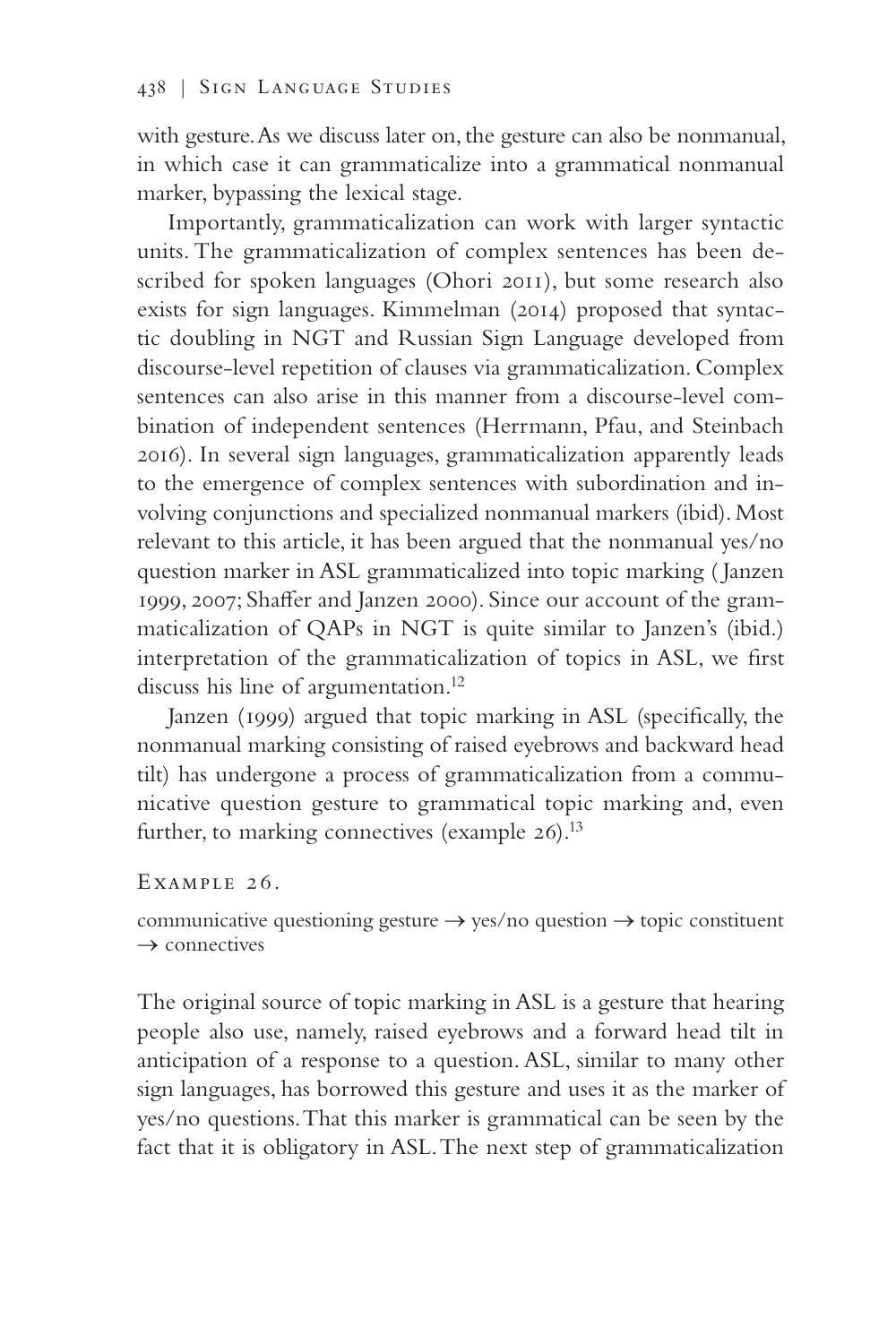with gesture. As we discuss later on, the gesture can also be nonmanual, in which case it can grammaticalize into a grammatical nonmanual marker, bypassing the lexical stage.

Importantly, grammaticalization can work with larger syntactic units. The grammaticalization of complex sentences has been described for spoken languages (Ohori 2011), but some research also exists for sign languages. Kimmelman (2014) proposed that syntactic doubling in NGT and Russian Sign Language developed from discourse-level repetition of clauses via grammaticalization. Complex sentences can also arise in this manner from a discourse-level combination of independent sentences (Herrmann, Pfau, and Steinbach 2016). In several sign languages, grammaticalization apparently leads to the emergence of complex sentences with subordination and involving conjunctions and specialized nonmanual markers (ibid). Most relevant to this article, it has been argued that the nonmanual yes/no question marker in ASL grammaticalized into topic marking (Janzen 1999, 2007; Shaffer and Janzen 2000). Since our account of the grammaticalization of QAPs in NGT is quite similar to Janzen's (ibid.) interpretation of the grammaticalization of topics in ASL, we first discuss his line of argumentation.[12]

Janzen (1999) argued that topic marking in ASL (specifically, the nonmanual marking consisting of raised eyebrows and backward head tilt) has undergone a process of grammaticalization from a communicative question gesture to grammatical topic marking and, even further, to marking connectives (example 26).[13]

Example 26.

communicative questioning gesture → yes/no question → topic constituent → connectives

The original source of topic marking in ASL is a gesture that hearing people also use, namely, raised eyebrows and a forward head tilt in anticipation of a response to a question. ASL, similar to many other sign languages, has borrowed this gesture and uses it as the marker of yes/no questions. That this marker is grammatical can be seen by the fact that it is obligatory in ASL. The next step of grammaticalization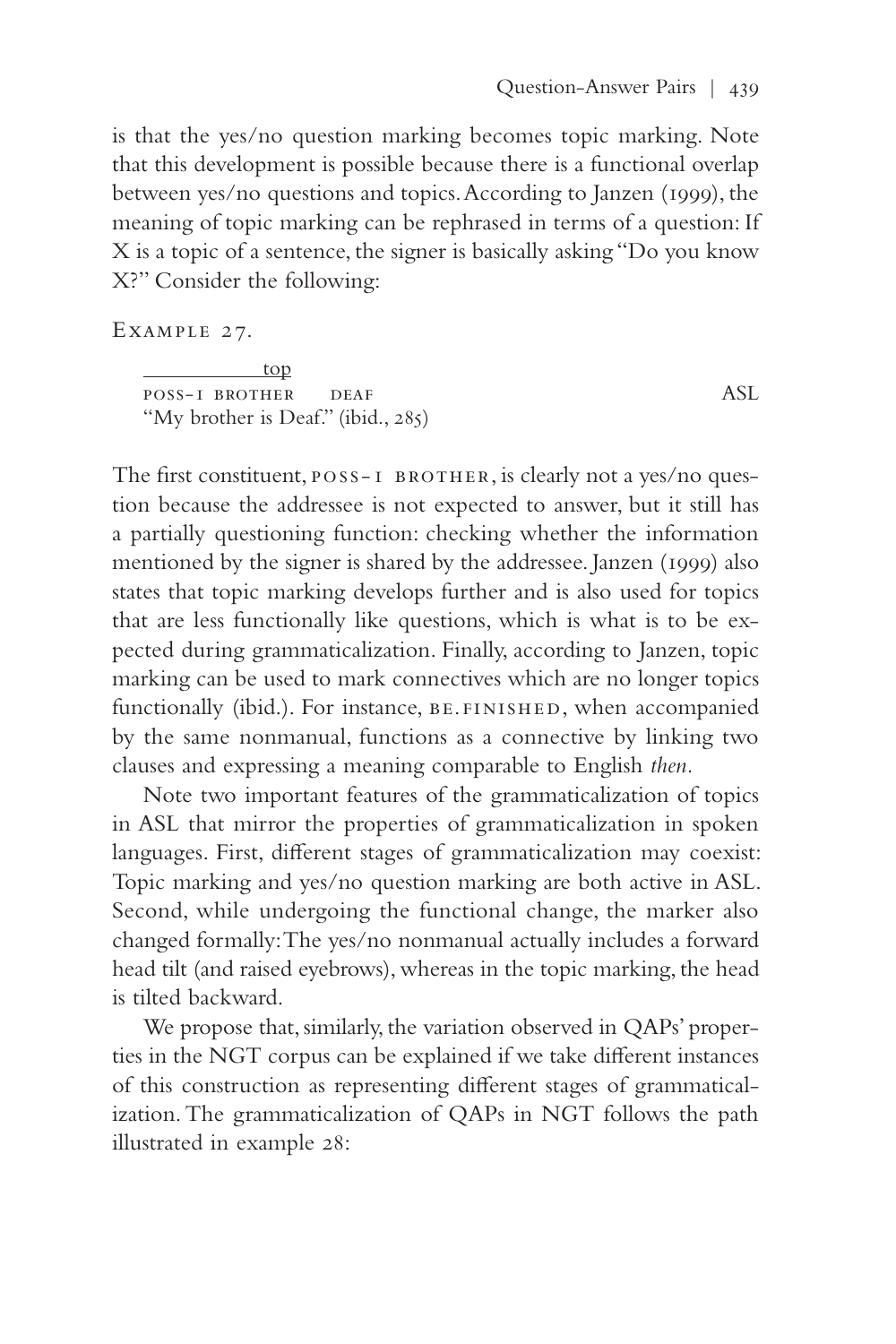is that the yes/no question marking becomes topic marking. Note that this development is possible because there is a functional overlap between yes/no questions and topics. According to Janzen (1999), the meaning of topic marking can be rephrased in terms of a question: If X is a topic of a sentence, the signer is basically asking "Do you know X?" Consider the following:

Example 27.

```
_____________top
POSS-1 BROTHER    DEAF                                    ASL
```

"My brother is Deaf." (ibid., 285)

The first constituent, POSS-1 BROTHER, is clearly not a yes/no question because the addressee is not expected to answer, but it still has a partially questioning function: checking whether the information mentioned by the signer is shared by the addressee. Janzen (1999) also states that topic marking develops further and is also used for topics that are less functionally like questions, which is what is to be expected during grammaticalization. Finally, according to Janzen, topic marking can be used to mark connectives which are no longer topics functionally (ibid.). For instance, BE.FINISHED, when accompanied by the same nonmanual, functions as a connective by linking two clauses and expressing a meaning comparable to English *then*.

Note two important features of the grammaticalization of topics in ASL that mirror the properties of grammaticalization in spoken languages. First, different stages of grammaticalization may coexist: Topic marking and yes/no question marking are both active in ASL. Second, while undergoing the functional change, the marker also changed formally: The yes/no nonmanual actually includes a forward head tilt (and raised eyebrows), whereas in the topic marking, the head is tilted backward.

We propose that, similarly, the variation observed in QAPs' properties in the NGT corpus can be explained if we take different instances of this construction as representing different stages of grammaticalization. The grammaticalization of QAPs in NGT follows the path illustrated in example 28: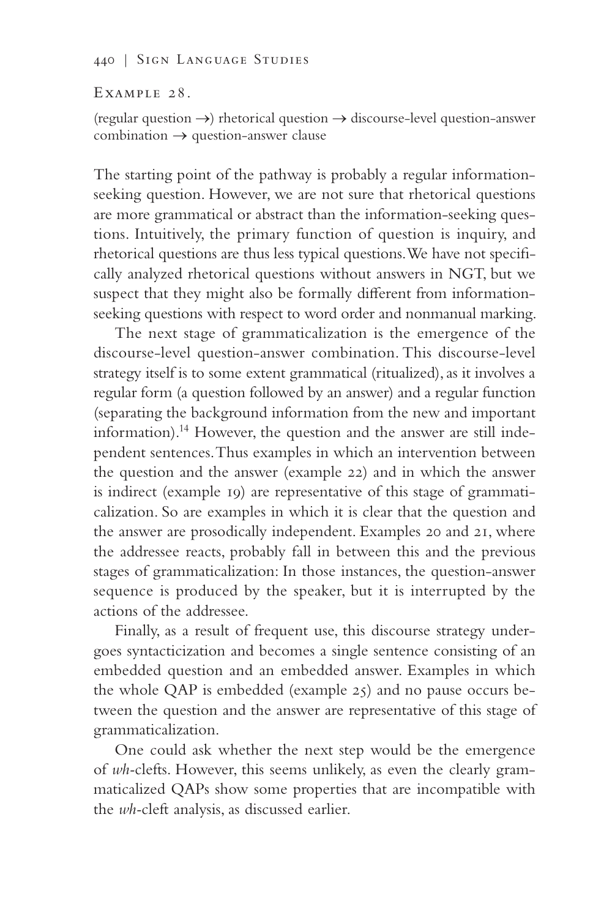Example 28.

(regular question →) rhetorical question → discourse-level question-answer combination → question-answer clause

The starting point of the pathway is probably a regular information-seeking question. However, we are not sure that rhetorical questions are more grammatical or abstract than the information-seeking questions. Intuitively, the primary function of question is inquiry, and rhetorical questions are thus less typical questions. We have not specifically analyzed rhetorical questions without answers in NGT, but we suspect that they might also be formally different from information-seeking questions with respect to word order and nonmanual marking.

The next stage of grammaticalization is the emergence of the discourse-level question-answer combination. This discourse-level strategy itself is to some extent grammatical (ritualized), as it involves a regular form (a question followed by an answer) and a regular function (separating the background information from the new and important information).[14] However, the question and the answer are still independent sentences. Thus examples in which an intervention between the question and the answer (example 22) and in which the answer is indirect (example 19) are representative of this stage of grammaticalization. So are examples in which it is clear that the question and the answer are prosodically independent. Examples 20 and 21, where the addressee reacts, probably fall in between this and the previous stages of grammaticalization: In those instances, the question-answer sequence is produced by the speaker, but it is interrupted by the actions of the addressee.

Finally, as a result of frequent use, this discourse strategy undergoes syntacticization and becomes a single sentence consisting of an embedded question and an embedded answer. Examples in which the whole QAP is embedded (example 25) and no pause occurs between the question and the answer are representative of this stage of grammaticalization.

One could ask whether the next step would be the emergence of *wh*-clefts. However, this seems unlikely, as even the clearly grammaticalized QAPs show some properties that are incompatible with the *wh*-cleft analysis, as discussed earlier.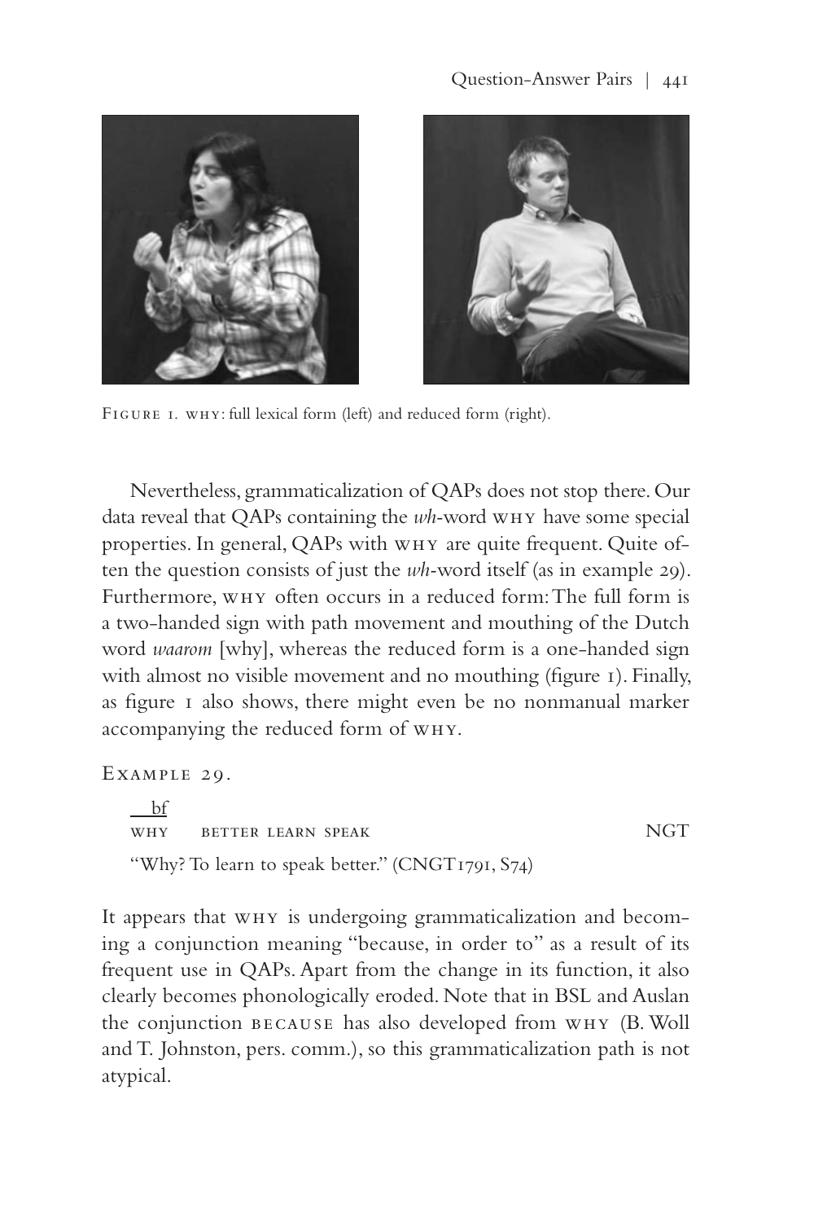FIGURE 1. WHY: full lexical form (left) and reduced form (right).

Nevertheless, grammaticalization of QAPs does not stop there. Our data reveal that QAPs containing the *wh*-word WHY have some special properties. In general, QAPs with WHY are quite frequent. Quite often the question consists of just the *wh*-word itself (as in example 29). Furthermore, WHY often occurs in a reduced form: The full form is a two-handed sign with path movement and mouthing of the Dutch word *waarom* [why], whereas the reduced form is a one-handed sign with almost no visible movement and no mouthing (figure 1). Finally, as figure 1 also shows, there might even be no nonmanual marker accompanying the reduced form of WHY.

EXAMPLE 29.

```
 bf
WHY    BETTER LEARN SPEAK                                    NGT
```

"Why? To learn to speak better." (CNGT1791, S74)

It appears that WHY is undergoing grammaticalization and becoming a conjunction meaning "because, in order to" as a result of its frequent use in QAPs. Apart from the change in its function, it also clearly becomes phonologically eroded. Note that in BSL and Auslan the conjunction BECAUSE has also developed from WHY (B. Woll and T. Johnston, pers. comm.), so this grammaticalization path is not atypical.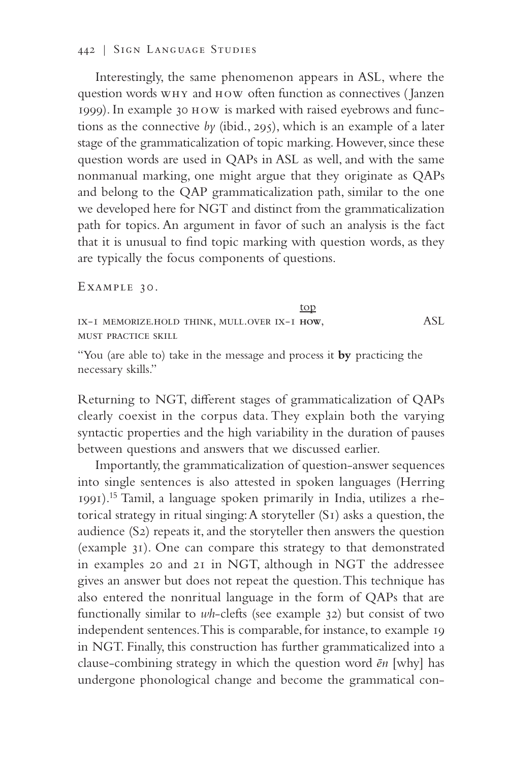Interestingly, the same phenomenon appears in ASL, where the question words WHY and HOW often function as connectives (Janzen 1999). In example 30 HOW is marked with raised eyebrows and functions as the connective *by* (ibid., 295), which is an example of a later stage of the grammaticalization of topic marking. However, since these question words are used in QAPs in ASL as well, and with the same nonmanual marking, one might argue that they originate as QAPs and belong to the QAP grammaticalization path, similar to the one we developed here for NGT and distinct from the grammaticalization path for topics. An argument in favor of such an analysis is the fact that it is unusual to find topic marking with question words, as they are typically the focus components of questions.

EXAMPLE 30.

```
                                              top
IX-1 MEMORIZE.HOLD THINK, MULL.OVER IX-1 HOW,              ASL
MUST PRACTICE SKILL
```

"You (are able to) take in the message and process it **by** practicing the necessary skills."

Returning to NGT, different stages of grammaticalization of QAPs clearly coexist in the corpus data. They explain both the varying syntactic properties and the high variability in the duration of pauses between questions and answers that we discussed earlier.

Importantly, the grammaticalization of question-answer sequences into single sentences is also attested in spoken languages (Herring 1991).[15] Tamil, a language spoken primarily in India, utilizes a rhetorical strategy in ritual singing: A storyteller (S1) asks a question, the audience (S2) repeats it, and the storyteller then answers the question (example 31). One can compare this strategy to that demonstrated in examples 20 and 21 in NGT, although in NGT the addressee gives an answer but does not repeat the question. This technique has also entered the nonritual language in the form of QAPs that are functionally similar to *wh*-clefts (see example 32) but consist of two independent sentences. This is comparable, for instance, to example 19 in NGT. Finally, this construction has further grammaticalized into a clause-combining strategy in which the question word *ēn* [why] has undergone phonological change and become the grammatical con-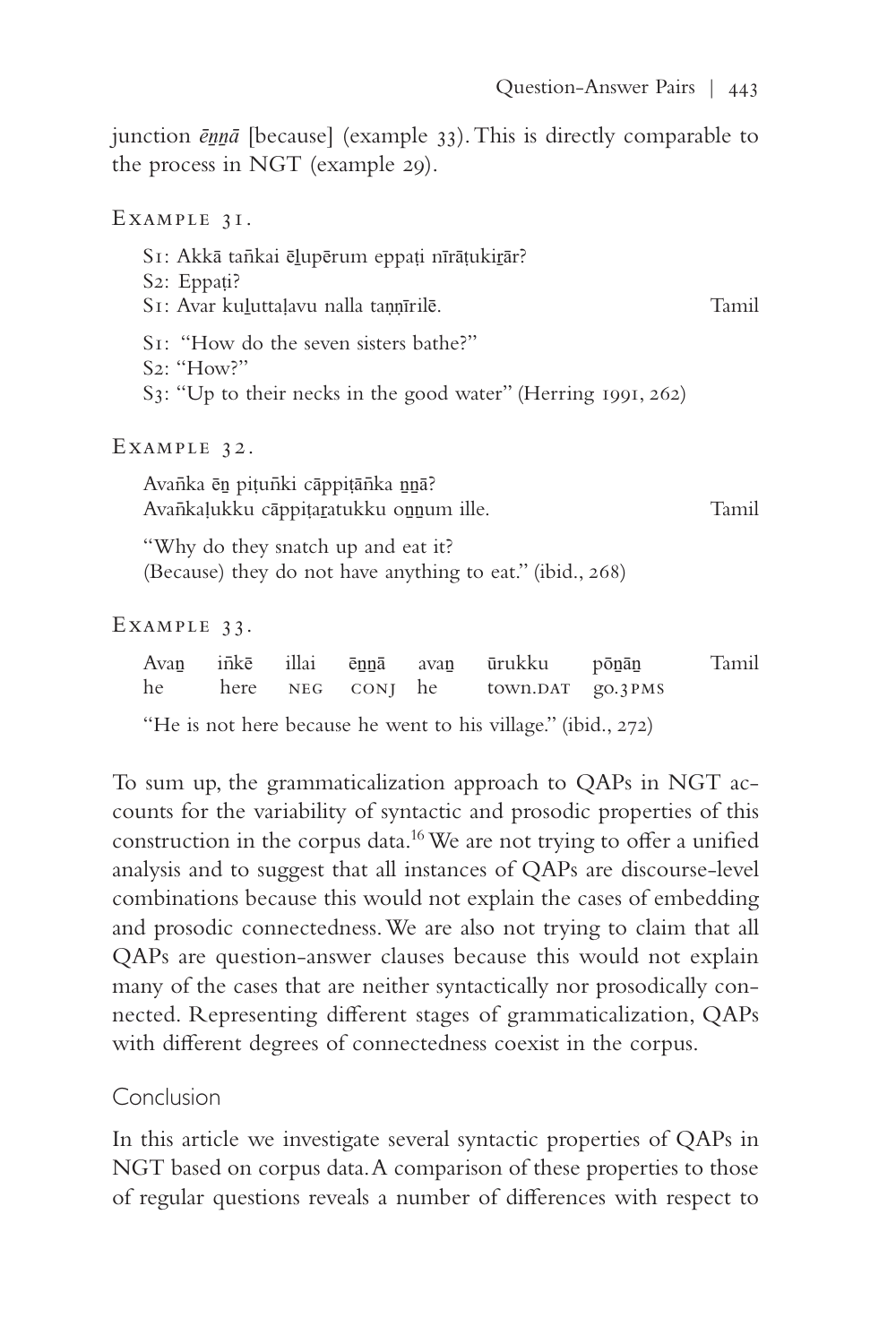junction *ēṉṉā* [because] (example 33). This is directly comparable to the process in NGT (example 29).

Example 31.

S1: Akkā tañkai ēḻupērum eppaṭi nīrāṭukiṟār?
S2: Eppaṭi?
S1: Avar kuḻuttaḷavu nalla taṇṇīrilē. Tamil

S1: "How do the seven sisters bathe?"
S2: "How?"
S3: "Up to their necks in the good water" (Herring 1991, 262)

Example 32.

Avañka ēṉ piṭuñki cāppiṭāñka ṉṉā?
Avañkaḷukku cāppiṭaṟatukku oṉṉum ille. Tamil

"Why do they snatch up and eat it?
(Because) they do not have anything to eat." (ibid., 268)

Example 33.

| Avaṉ | iñkē | illai | ēṉṉā | avaṉ | ūrukku | pōṉāṉ | Tamil |
|---|---|---|---|---|---|---|---|
| he | here | NEG | CONJ | he | town.DAT | go.3PMS | |

"He is not here because he went to his village." (ibid., 272)

To sum up, the grammaticalization approach to QAPs in NGT accounts for the variability of syntactic and prosodic properties of this construction in the corpus data.[16] We are not trying to offer a unified analysis and to suggest that all instances of QAPs are discourse-level combinations because this would not explain the cases of embedding and prosodic connectedness. We are also not trying to claim that all QAPs are question-answer clauses because this would not explain many of the cases that are neither syntactically nor prosodically connected. Representing different stages of grammaticalization, QAPs with different degrees of connectedness coexist in the corpus.

## Conclusion

In this article we investigate several syntactic properties of QAPs in NGT based on corpus data. A comparison of these properties to those of regular questions reveals a number of differences with respect to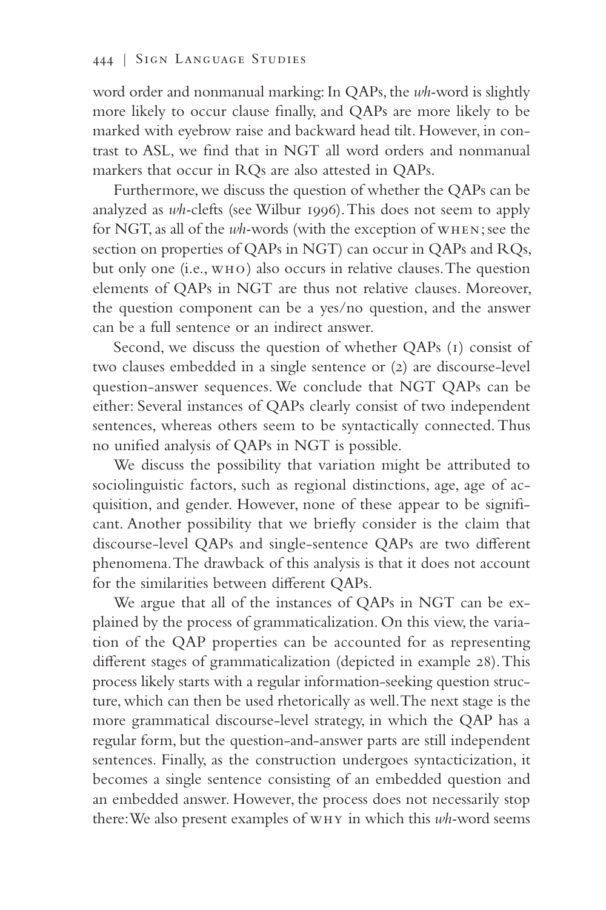word order and nonmanual marking: In QAPs, the *wh*-word is slightly more likely to occur clause finally, and QAPs are more likely to be marked with eyebrow raise and backward head tilt. However, in contrast to ASL, we find that in NGT all word orders and nonmanual markers that occur in RQs are also attested in QAPs.

Furthermore, we discuss the question of whether the QAPs can be analyzed as *wh*-clefts (see Wilbur 1996). This does not seem to apply for NGT, as all of the *wh*-words (with the exception of WHEN; see the section on properties of QAPs in NGT) can occur in QAPs and RQs, but only one (i.e., WHO) also occurs in relative clauses. The question elements of QAPs in NGT are thus not relative clauses. Moreover, the question component can be a yes/no question, and the answer can be a full sentence or an indirect answer.

Second, we discuss the question of whether QAPs (1) consist of two clauses embedded in a single sentence or (2) are discourse-level question-answer sequences. We conclude that NGT QAPs can be either: Several instances of QAPs clearly consist of two independent sentences, whereas others seem to be syntactically connected. Thus no unified analysis of QAPs in NGT is possible.

We discuss the possibility that variation might be attributed to sociolinguistic factors, such as regional distinctions, age, age of acquisition, and gender. However, none of these appear to be significant. Another possibility that we briefly consider is the claim that discourse-level QAPs and single-sentence QAPs are two different phenomena. The drawback of this analysis is that it does not account for the similarities between different QAPs.

We argue that all of the instances of QAPs in NGT can be explained by the process of grammaticalization. On this view, the variation of the QAP properties can be accounted for as representing different stages of grammaticalization (depicted in example 28). This process likely starts with a regular information-seeking question structure, which can then be used rhetorically as well. The next stage is the more grammatical discourse-level strategy, in which the QAP has a regular form, but the question-and-answer parts are still independent sentences. Finally, as the construction undergoes syntacticization, it becomes a single sentence consisting of an embedded question and an embedded answer. However, the process does not necessarily stop there: We also present examples of WHY in which this *wh*-word seems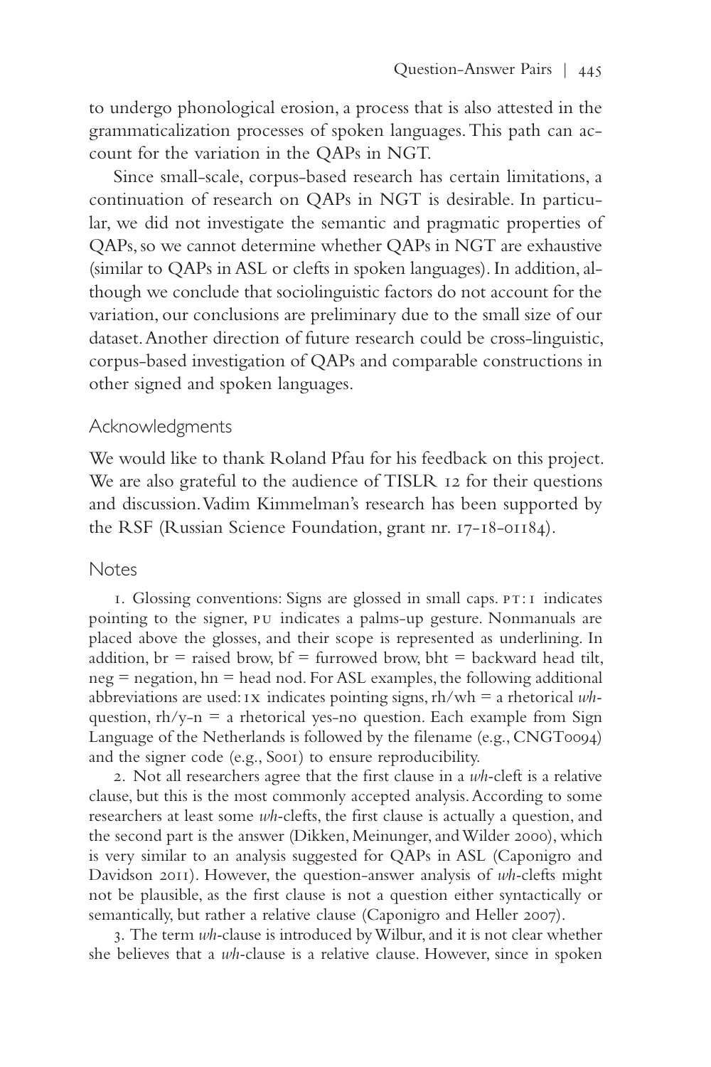to undergo phonological erosion, a process that is also attested in the grammaticalization processes of spoken languages. This path can account for the variation in the QAPs in NGT.

Since small-scale, corpus-based research has certain limitations, a continuation of research on QAPs in NGT is desirable. In particular, we did not investigate the semantic and pragmatic properties of QAPs, so we cannot determine whether QAPs in NGT are exhaustive (similar to QAPs in ASL or clefts in spoken languages). In addition, although we conclude that sociolinguistic factors do not account for the variation, our conclusions are preliminary due to the small size of our dataset. Another direction of future research could be cross-linguistic, corpus-based investigation of QAPs and comparable constructions in other signed and spoken languages.

## Acknowledgments

We would like to thank Roland Pfau for his feedback on this project. We are also grateful to the audience of TISLR 12 for their questions and discussion. Vadim Kimmelman's research has been supported by the RSF (Russian Science Foundation, grant nr. 17-18-01184).

## Notes

1. Glossing conventions: Signs are glossed in small caps. PT:1 indicates pointing to the signer, PU indicates a palms-up gesture. Nonmanuals are placed above the glosses, and their scope is represented as underlining. In addition, br = raised brow, bf = furrowed brow, bht = backward head tilt, neg = negation, hn = head nod. For ASL examples, the following additional abbreviations are used: IX indicates pointing signs, rh/wh = a rhetorical *wh*-question, rh/y-n = a rhetorical yes-no question. Each example from Sign Language of the Netherlands is followed by the filename (e.g., CNGT0094) and the signer code (e.g., S001) to ensure reproducibility.

2. Not all researchers agree that the first clause in a *wh*-cleft is a relative clause, but this is the most commonly accepted analysis. According to some researchers at least some *wh*-clefts, the first clause is actually a question, and the second part is the answer (Dikken, Meinunger, and Wilder 2000), which is very similar to an analysis suggested for QAPs in ASL (Caponigro and Davidson 2011). However, the question-answer analysis of *wh*-clefts might not be plausible, as the first clause is not a question either syntactically or semantically, but rather a relative clause (Caponigro and Heller 2007).

3. The term *wh*-clause is introduced by Wilbur, and it is not clear whether she believes that a *wh*-clause is a relative clause. However, since in spoken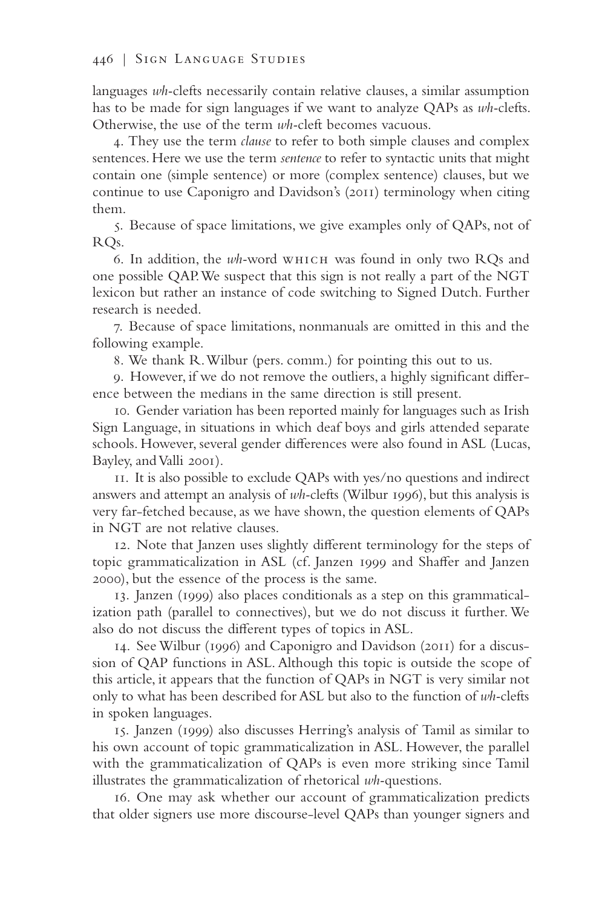languages *wh*-clefts necessarily contain relative clauses, a similar assumption has to be made for sign languages if we want to analyze QAPs as *wh*-clefts. Otherwise, the use of the term *wh*-cleft becomes vacuous.

4. They use the term *clause* to refer to both simple clauses and complex sentences. Here we use the term *sentence* to refer to syntactic units that might contain one (simple sentence) or more (complex sentence) clauses, but we continue to use Caponigro and Davidson's (2011) terminology when citing them.

5. Because of space limitations, we give examples only of QAPs, not of RQs.

6. In addition, the *wh*-word WHICH was found in only two RQs and one possible QAP. We suspect that this sign is not really a part of the NGT lexicon but rather an instance of code switching to Signed Dutch. Further research is needed.

7. Because of space limitations, nonmanuals are omitted in this and the following example.

8. We thank R. Wilbur (pers. comm.) for pointing this out to us.

9. However, if we do not remove the outliers, a highly significant difference between the medians in the same direction is still present.

10. Gender variation has been reported mainly for languages such as Irish Sign Language, in situations in which deaf boys and girls attended separate schools. However, several gender differences were also found in ASL (Lucas, Bayley, and Valli 2001).

11. It is also possible to exclude QAPs with yes/no questions and indirect answers and attempt an analysis of *wh*-clefts (Wilbur 1996), but this analysis is very far-fetched because, as we have shown, the question elements of QAPs in NGT are not relative clauses.

12. Note that Janzen uses slightly different terminology for the steps of topic grammaticalization in ASL (cf. Janzen 1999 and Shaffer and Janzen 2000), but the essence of the process is the same.

13. Janzen (1999) also places conditionals as a step on this grammaticalization path (parallel to connectives), but we do not discuss it further. We also do not discuss the different types of topics in ASL.

14. See Wilbur (1996) and Caponigro and Davidson (2011) for a discussion of QAP functions in ASL. Although this topic is outside the scope of this article, it appears that the function of QAPs in NGT is very similar not only to what has been described for ASL but also to the function of *wh*-clefts in spoken languages.

15. Janzen (1999) also discusses Herring's analysis of Tamil as similar to his own account of topic grammaticalization in ASL. However, the parallel with the grammaticalization of QAPs is even more striking since Tamil illustrates the grammaticalization of rhetorical *wh*-questions.

16. One may ask whether our account of grammaticalization predicts that older signers use more discourse-level QAPs than younger signers and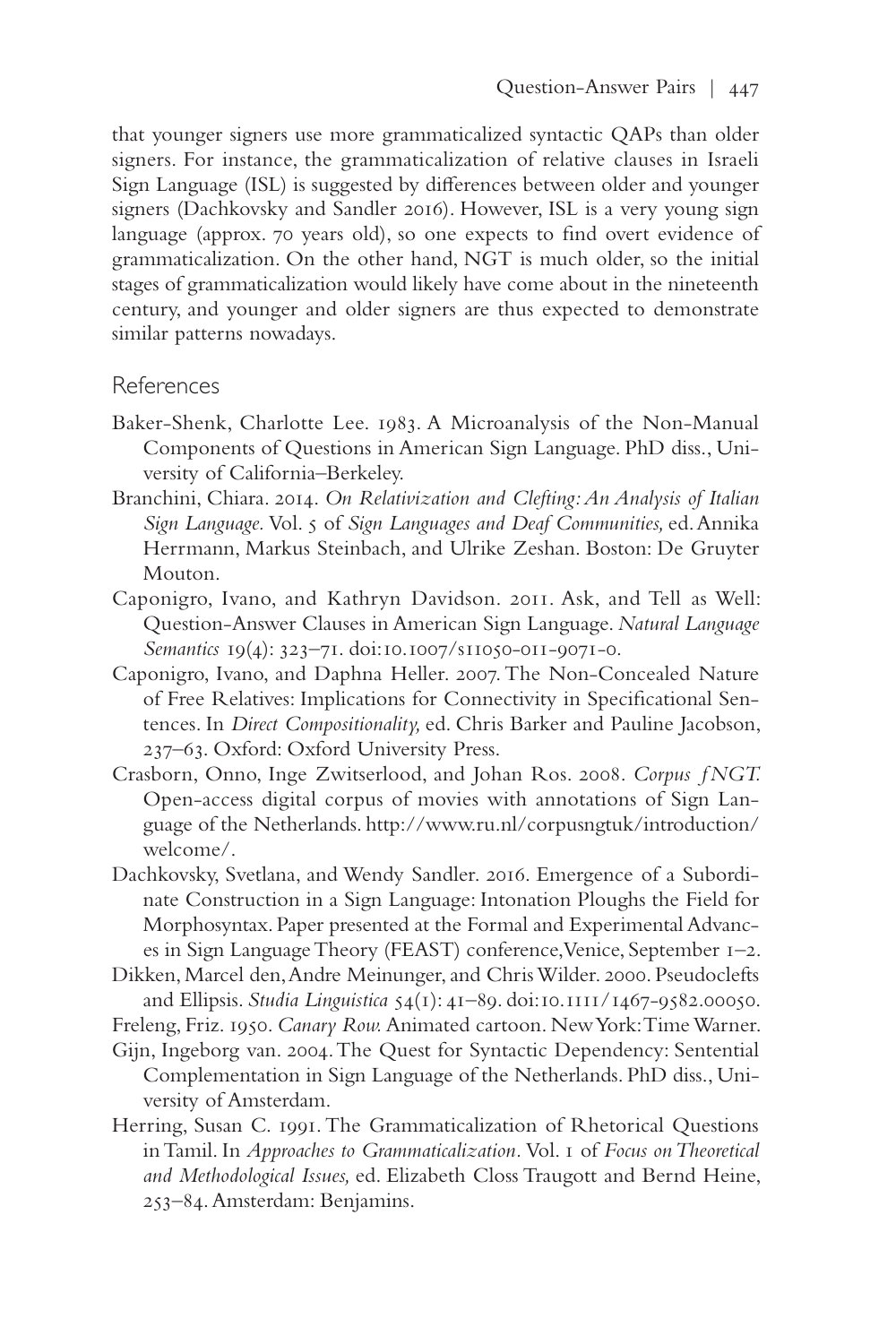that younger signers use more grammaticalized syntactic QAPs than older signers. For instance, the grammaticalization of relative clauses in Israeli Sign Language (ISL) is suggested by differences between older and younger signers (Dachkovsky and Sandler 2016). However, ISL is a very young sign language (approx. 70 years old), so one expects to find overt evidence of grammaticalization. On the other hand, NGT is much older, so the initial stages of grammaticalization would likely have come about in the nineteenth century, and younger and older signers are thus expected to demonstrate similar patterns nowadays.

## References

Baker-Shenk, Charlotte Lee. 1983. A Microanalysis of the Non-Manual Components of Questions in American Sign Language. PhD diss., University of California–Berkeley.

Branchini, Chiara. 2014. *On Relativization and Clefting: An Analysis of Italian Sign Language.* Vol. 5 of *Sign Languages and Deaf Communities,* ed. Annika Herrmann, Markus Steinbach, and Ulrike Zeshan. Boston: De Gruyter Mouton.

Caponigro, Ivano, and Kathryn Davidson. 2011. Ask, and Tell as Well: Question-Answer Clauses in American Sign Language. *Natural Language Semantics* 19(4): 323–71. doi:10.1007/s11050-011-9071-0.

Caponigro, Ivano, and Daphna Heller. 2007. The Non-Concealed Nature of Free Relatives: Implications for Connectivity in Specificational Sentences. In *Direct Compositionality,* ed. Chris Barker and Pauline Jacobson, 237–63. Oxford: Oxford University Press.

Crasborn, Onno, Inge Zwitserlood, and Johan Ros. 2008. *Corpus NGT.* Open-access digital corpus of movies with annotations of Sign Language of the Netherlands. http://www.ru.nl/corpusngtuk/introduction/welcome/.

Dachkovsky, Svetlana, and Wendy Sandler. 2016. Emergence of a Subordinate Construction in a Sign Language: Intonation Ploughs the Field for Morphosyntax. Paper presented at the Formal and Experimental Advances in Sign Language Theory (FEAST) conference, Venice, September 1–2.

Dikken, Marcel den, Andre Meinunger, and Chris Wilder. 2000. Pseudoclefts and Ellipsis. *Studia Linguistica* 54(1): 41–89. doi:10.1111/1467-9582.00050.

Freleng, Friz. 1950. *Canary Row.* Animated cartoon. New York: Time Warner.

Gijn, Ingeborg van. 2004. The Quest for Syntactic Dependency: Sentential Complementation in Sign Language of the Netherlands. PhD diss., University of Amsterdam.

Herring, Susan C. 1991. The Grammaticalization of Rhetorical Questions in Tamil. In *Approaches to Grammaticalization.* Vol. 1 of *Focus on Theoretical and Methodological Issues,* ed. Elizabeth Closs Traugott and Bernd Heine, 253–84. Amsterdam: Benjamins.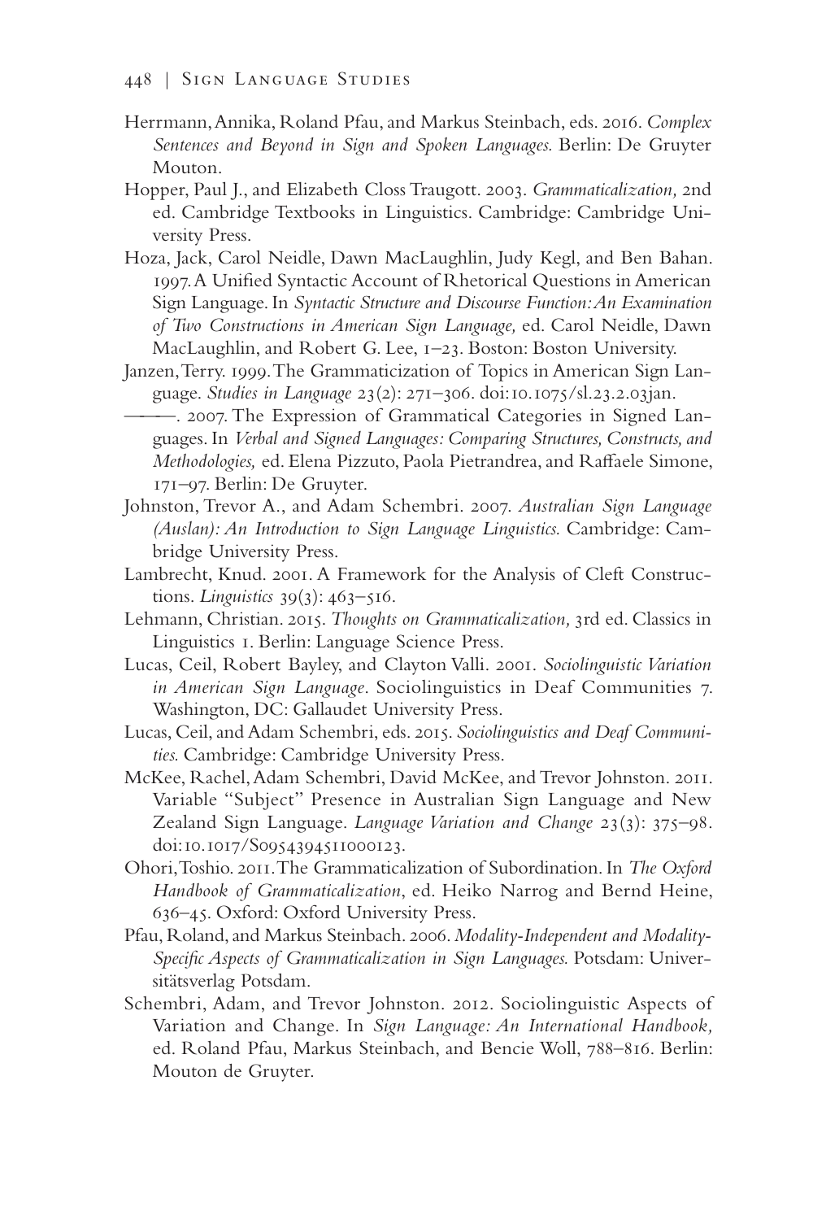Herrmann, Annika, Roland Pfau, and Markus Steinbach, eds. 2016. *Complex Sentences and Beyond in Sign and Spoken Languages.* Berlin: De Gruyter Mouton.

Hopper, Paul J., and Elizabeth Closs Traugott. 2003. *Grammaticalization,* 2nd ed. Cambridge Textbooks in Linguistics. Cambridge: Cambridge University Press.

Hoza, Jack, Carol Neidle, Dawn MacLaughlin, Judy Kegl, and Ben Bahan. 1997. A Unified Syntactic Account of Rhetorical Questions in American Sign Language. In *Syntactic Structure and Discourse Function: An Examination of Two Constructions in American Sign Language,* ed. Carol Neidle, Dawn MacLaughlin, and Robert G. Lee, 1–23. Boston: Boston University.

Janzen, Terry. 1999. The Grammaticization of Topics in American Sign Language. *Studies in Language* 23(2): 271–306. doi:10.1075/sl.23.2.03jan.

———. 2007. The Expression of Grammatical Categories in Signed Languages. In *Verbal and Signed Languages: Comparing Structures, Constructs, and Methodologies,* ed. Elena Pizzuto, Paola Pietrandrea, and Raffaele Simone, 171–97. Berlin: De Gruyter.

Johnston, Trevor A., and Adam Schembri. 2007. *Australian Sign Language (Auslan): An Introduction to Sign Language Linguistics.* Cambridge: Cambridge University Press.

Lambrecht, Knud. 2001. A Framework for the Analysis of Cleft Constructions. *Linguistics* 39(3): 463–516.

Lehmann, Christian. 2015. *Thoughts on Grammaticalization,* 3rd ed. Classics in Linguistics 1. Berlin: Language Science Press.

Lucas, Ceil, Robert Bayley, and Clayton Valli. 2001. *Sociolinguistic Variation in American Sign Language*. Sociolinguistics in Deaf Communities 7. Washington, DC: Gallaudet University Press.

Lucas, Ceil, and Adam Schembri, eds. 2015. *Sociolinguistics and Deaf Communities.* Cambridge: Cambridge University Press.

McKee, Rachel, Adam Schembri, David McKee, and Trevor Johnston. 2011. Variable "Subject" Presence in Australian Sign Language and New Zealand Sign Language. *Language Variation and Change* 23(3): 375–98. doi:10.1017/S0954394511000123.

Ohori, Toshio. 2011. The Grammaticalization of Subordination. In *The Oxford Handbook of Grammaticalization*, ed. Heiko Narrog and Bernd Heine, 636–45. Oxford: Oxford University Press.

Pfau, Roland, and Markus Steinbach. 2006. *Modality-Independent and Modality-Specific Aspects of Grammaticalization in Sign Languages.* Potsdam: Universitätsverlag Potsdam.

Schembri, Adam, and Trevor Johnston. 2012. Sociolinguistic Aspects of Variation and Change. In *Sign Language: An International Handbook,* ed. Roland Pfau, Markus Steinbach, and Bencie Woll, 788–816. Berlin: Mouton de Gruyter.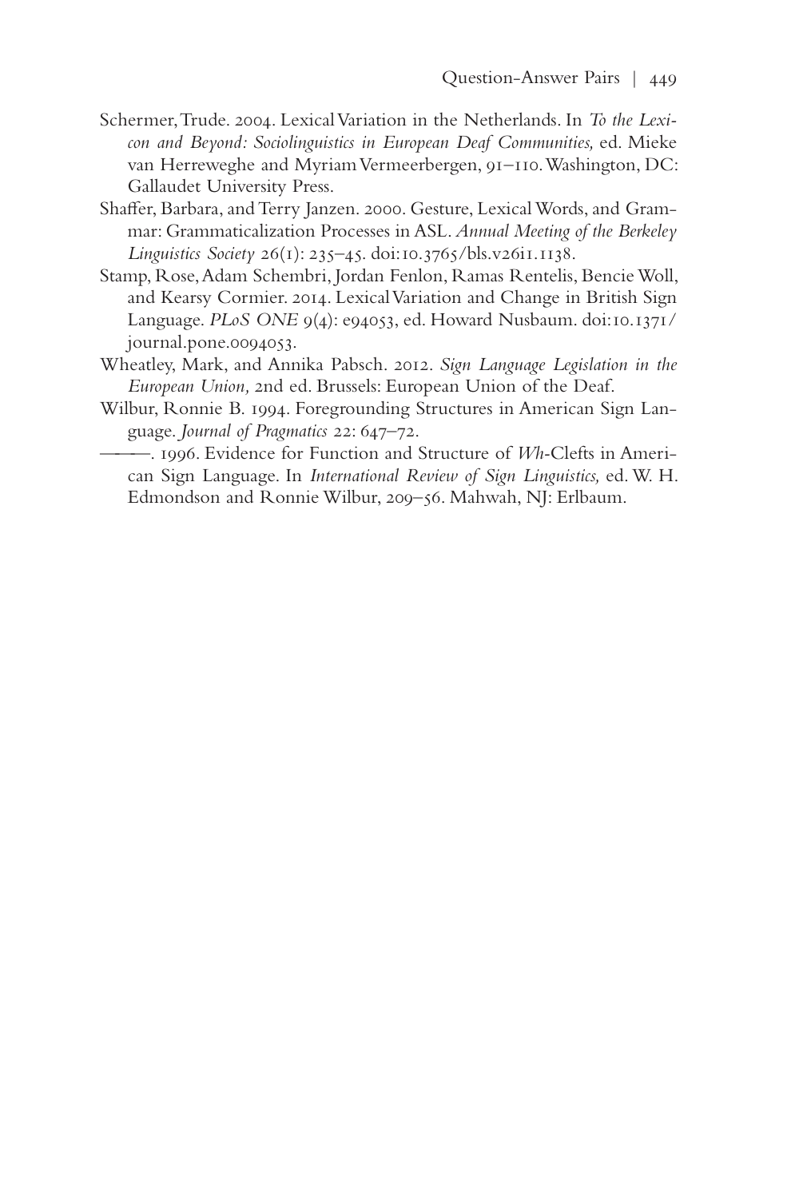Schermer, Trude. 2004. Lexical Variation in the Netherlands. In *To the Lexicon and Beyond: Sociolinguistics in European Deaf Communities,* ed. Mieke van Herreweghe and Myriam Vermeerbergen, 91–110. Washington, DC: Gallaudet University Press.

Shaffer, Barbara, and Terry Janzen. 2000. Gesture, Lexical Words, and Grammar: Grammaticalization Processes in ASL. *Annual Meeting of the Berkeley Linguistics Society* 26(1): 235–45. doi:10.3765/bls.v26i1.1138.

Stamp, Rose, Adam Schembri, Jordan Fenlon, Ramas Rentelis, Bencie Woll, and Kearsy Cormier. 2014. Lexical Variation and Change in British Sign Language. *PLoS ONE* 9(4): e94053, ed. Howard Nusbaum. doi:10.1371/journal.pone.0094053.

Wheatley, Mark, and Annika Pabsch. 2012. *Sign Language Legislation in the European Union,* 2nd ed. Brussels: European Union of the Deaf.

Wilbur, Ronnie B. 1994. Foregrounding Structures in American Sign Language. *Journal of Pragmatics* 22: 647–72.

———. 1996. Evidence for Function and Structure of *Wh*-Clefts in American Sign Language. In *International Review of Sign Linguistics,* ed. W. H. Edmondson and Ronnie Wilbur, 209–56. Mahwah, NJ: Erlbaum.